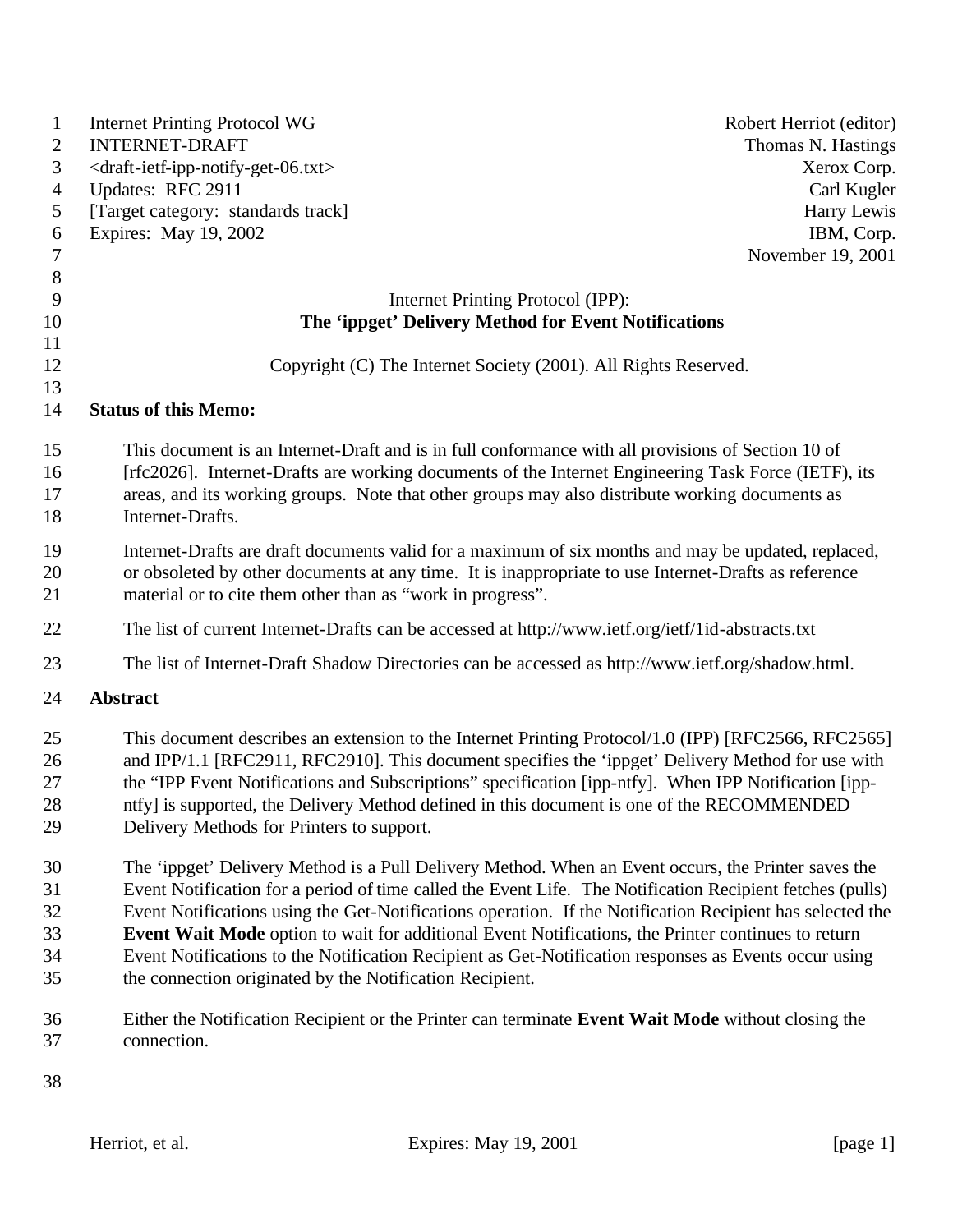Internet Printing Protocol WG  Robert Herriot (editor)
INTERNET-DRAFT  Thomas N. Hastings
<draft-ietf-ipp-notify-get-06.txt>  Xerox Corp.
Updates: RFC 2911  Carl Kugler
[Target category: standards track]  Harry Lewis
Expires: May 19, 2002  IBM, Corp.
November 19, 2001

Internet Printing Protocol (IPP):
**The 'ippget' Delivery Method for Event Notifications**

Copyright (C) The Internet Society (2001). All Rights Reserved.

## Status of this Memo:

This document is an Internet-Draft and is in full conformance with all provisions of Section 10 of [rfc2026]. Internet-Drafts are working documents of the Internet Engineering Task Force (IETF), its areas, and its working groups. Note that other groups may also distribute working documents as Internet-Drafts.

Internet-Drafts are draft documents valid for a maximum of six months and may be updated, replaced, or obsoleted by other documents at any time. It is inappropriate to use Internet-Drafts as reference material or to cite them other than as "work in progress".

The list of current Internet-Drafts can be accessed at http://www.ietf.org/ietf/1id-abstracts.txt

The list of Internet-Draft Shadow Directories can be accessed as http://www.ietf.org/shadow.html.

## Abstract

This document describes an extension to the Internet Printing Protocol/1.0 (IPP) [RFC2566, RFC2565] and IPP/1.1 [RFC2911, RFC2910]. This document specifies the 'ippget' Delivery Method for use with the "IPP Event Notifications and Subscriptions" specification [ipp-ntfy]. When IPP Notification [ipp-ntfy] is supported, the Delivery Method defined in this document is one of the RECOMMENDED Delivery Methods for Printers to support.

The 'ippget' Delivery Method is a Pull Delivery Method. When an Event occurs, the Printer saves the Event Notification for a period of time called the Event Life. The Notification Recipient fetches (pulls) Event Notifications using the Get-Notifications operation. If the Notification Recipient has selected the **Event Wait Mode** option to wait for additional Event Notifications, the Printer continues to return Event Notifications to the Notification Recipient as Get-Notification responses as Events occur using the connection originated by the Notification Recipient.

Either the Notification Recipient or the Printer can terminate **Event Wait Mode** without closing the connection.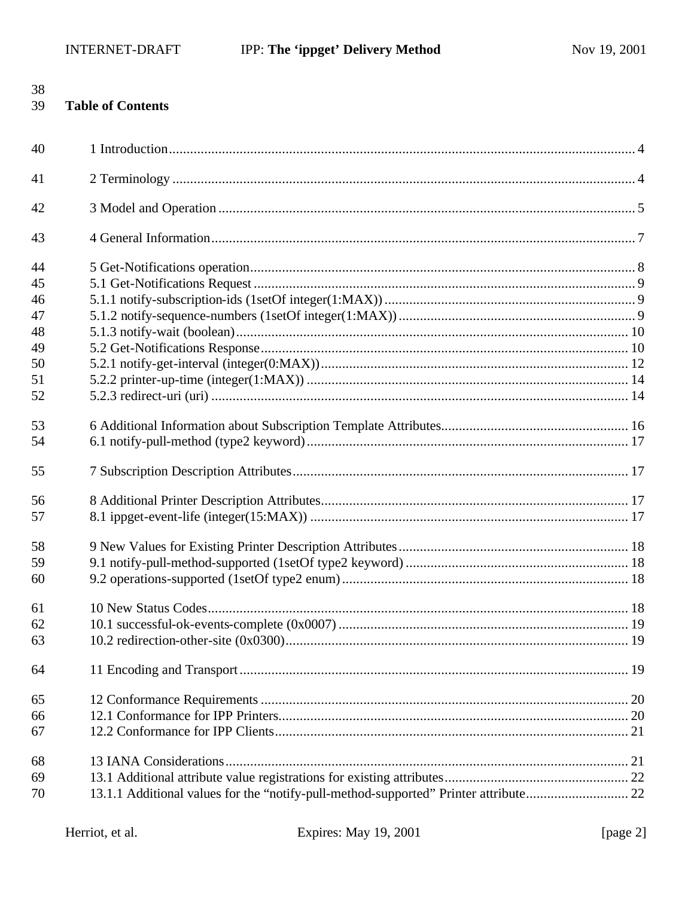**Table of Contents**

1 Introduction .................................................................................................................................... 4

2 Terminology .................................................................................................................................... 4

3 Model and Operation ...................................................................................................................... 5

4 General Information ........................................................................................................................ 7

5 Get-Notifications operation ............................................................................................................. 8
5.1 Get-Notifications Request ............................................................................................................ 9
5.1.1 notify-subscription-ids (1setOf integer(1:MAX)) ....................................................................... 9
5.1.2 notify-sequence-numbers (1setOf integer(1:MAX)) ................................................................... 9
5.1.3 notify-wait (boolean) ................................................................................................................ 10
5.2 Get-Notifications Response ......................................................................................................... 10
5.2.1 notify-get-interval (integer(0:MAX)) ....................................................................................... 12
5.2.2 printer-up-time (integer(1:MAX)) ........................................................................................... 14
5.2.3 redirect-uri (uri) ...................................................................................................................... 14

6 Additional Information about Subscription Template Attributes ..................................................... 16
6.1 notify-pull-method (type2 keyword) ........................................................................................... 17

7 Subscription Description Attributes ............................................................................................... 17

8 Additional Printer Description Attributes ....................................................................................... 17
8.1 ippget-event-life (integer(15:MAX)) .......................................................................................... 17

9 New Values for Existing Printer Description Attributes ................................................................. 18
9.1 notify-pull-method-supported (1setOf type2 keyword) ............................................................... 18
9.2 operations-supported (1setOf type2 enum) ................................................................................. 18

10 New Status Codes ........................................................................................................................ 18
10.1 successful-ok-events-complete (0x0007) .................................................................................. 19
10.2 redirection-other-site (0x0300) ................................................................................................. 19

11 Encoding and Transport .............................................................................................................. 19

12 Conformance Requirements ........................................................................................................ 20
12.1 Conformance for IPP Printers ................................................................................................... 20
12.2 Conformance for IPP Clients .................................................................................................... 21

13 IANA Considerations .................................................................................................................. 21
13.1 Additional attribute value registrations for existing attributes .................................................... 22
13.1.1 Additional values for the "notify-pull-method-supported" Printer attribute ............................. 22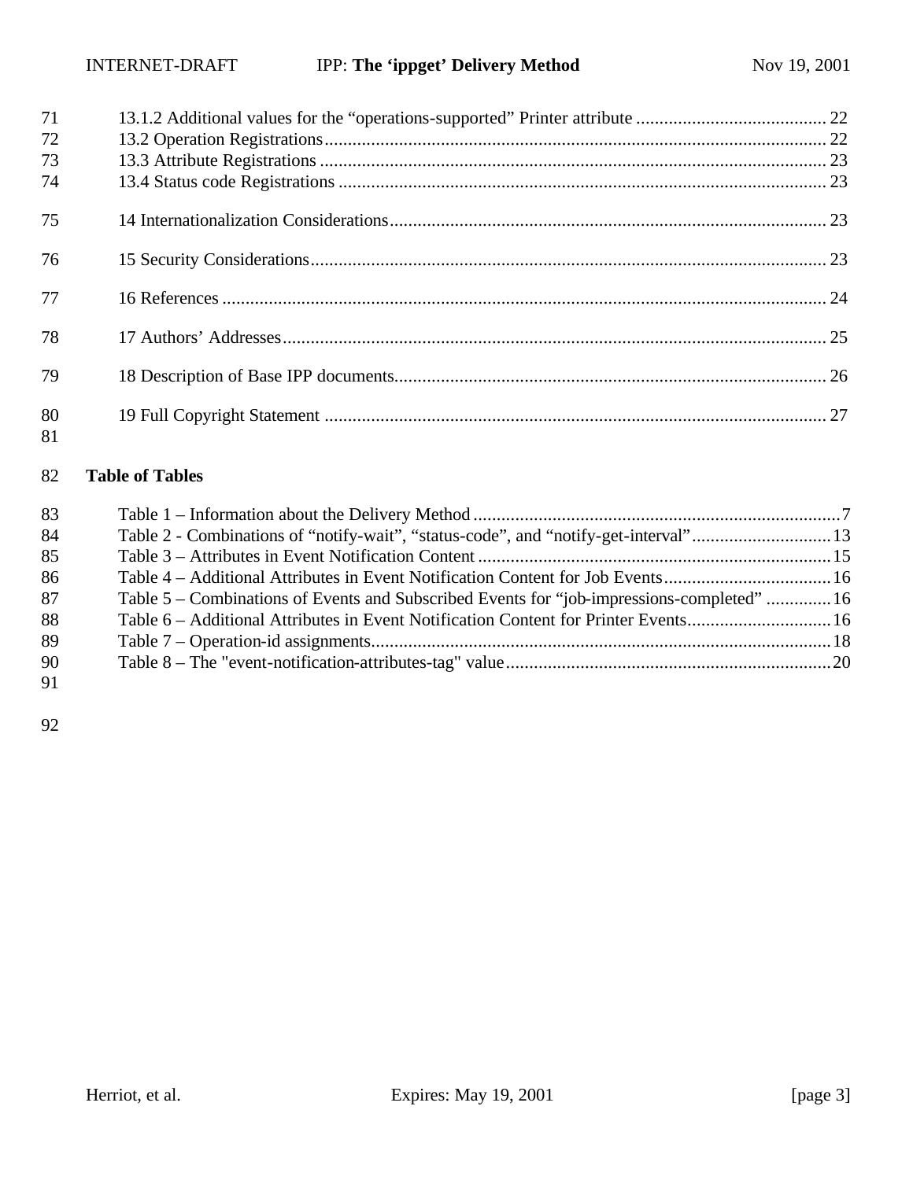71 13.1.2 Additional values for the “operations-supported” Printer attribute ......................................... 22
72 13.2 Operation Registrations........................................................................................................... 22
73 13.3 Attribute Registrations ............................................................................................................ 23
74 13.4 Status code Registrations ........................................................................................................ 23

75 14 Internationalization Considerations............................................................................................. 23

76 15 Security Considerations.............................................................................................................. 23

77 16 References ................................................................................................................................. 24

78 17 Authors’ Addresses.................................................................................................................... 25

79 18 Description of Base IPP documents............................................................................................ 26

80 19 Full Copyright Statement ........................................................................................................... 27
81

82 **Table of Tables**

83 Table 1 – Information about the Delivery Method ...............................................................................7
84 Table 2 - Combinations of “notify-wait”, “status-code”, and “notify-get-interval”..............................13
85 Table 3 – Attributes in Event Notification Content ............................................................................15
86 Table 4 – Additional Attributes in Event Notification Content for Job Events....................................16
87 Table 5 – Combinations of Events and Subscribed Events for “job-impressions-completed” .............16
88 Table 6 – Additional Attributes in Event Notification Content for Printer Events...............................16
89 Table 7 – Operation-id assignments...................................................................................................18
90 Table 8 – The "event-notification-attributes-tag" value......................................................................20
91

92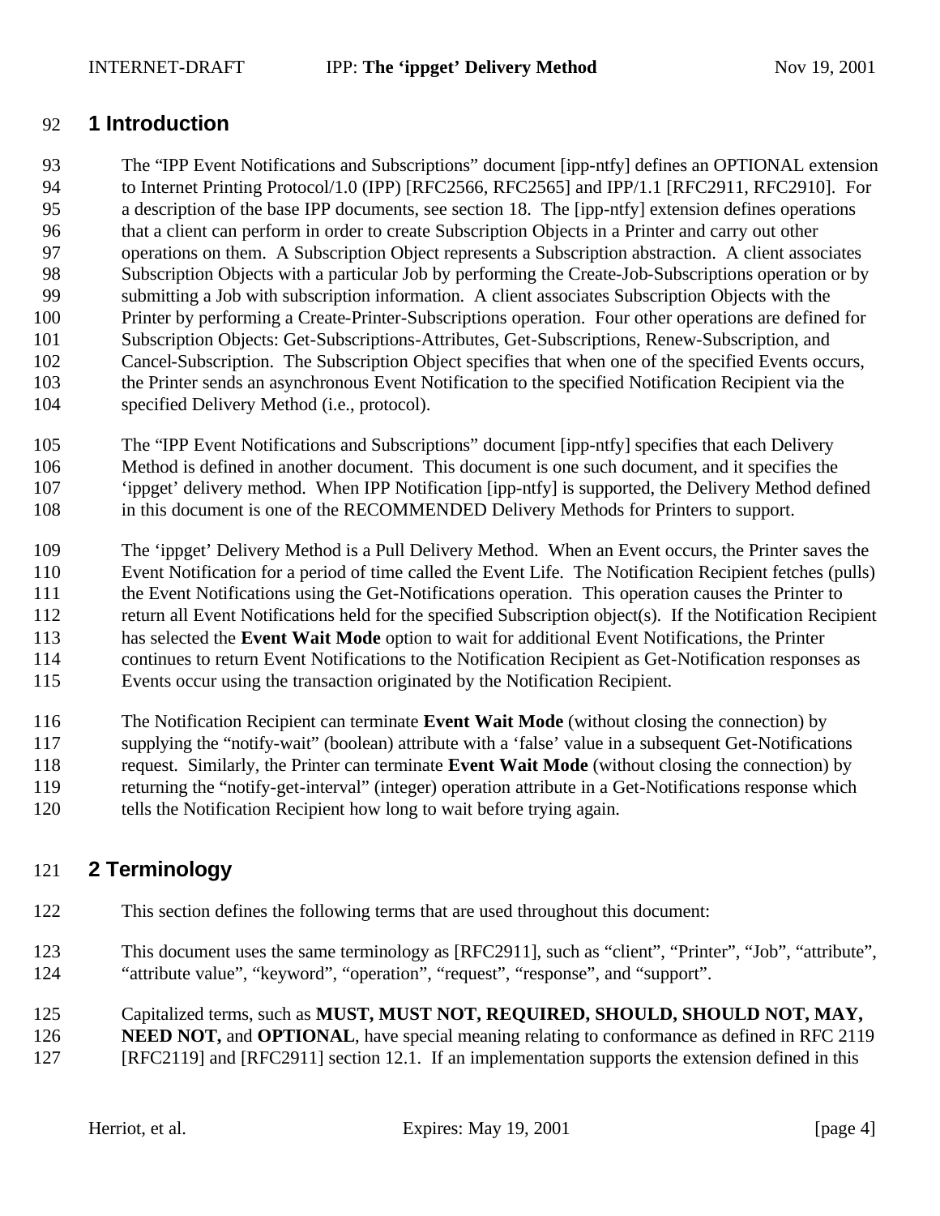# 1 Introduction

The "IPP Event Notifications and Subscriptions" document [ipp-ntfy] defines an OPTIONAL extension to Internet Printing Protocol/1.0 (IPP) [RFC2566, RFC2565] and IPP/1.1 [RFC2911, RFC2910]. For a description of the base IPP documents, see section 18. The [ipp-ntfy] extension defines operations that a client can perform in order to create Subscription Objects in a Printer and carry out other operations on them. A Subscription Object represents a Subscription abstraction. A client associates Subscription Objects with a particular Job by performing the Create-Job-Subscriptions operation or by submitting a Job with subscription information. A client associates Subscription Objects with the Printer by performing a Create-Printer-Subscriptions operation. Four other operations are defined for Subscription Objects: Get-Subscriptions-Attributes, Get-Subscriptions, Renew-Subscription, and Cancel-Subscription. The Subscription Object specifies that when one of the specified Events occurs, the Printer sends an asynchronous Event Notification to the specified Notification Recipient via the specified Delivery Method (i.e., protocol).

The "IPP Event Notifications and Subscriptions" document [ipp-ntfy] specifies that each Delivery Method is defined in another document. This document is one such document, and it specifies the 'ippget' delivery method. When IPP Notification [ipp-ntfy] is supported, the Delivery Method defined in this document is one of the RECOMMENDED Delivery Methods for Printers to support.

The 'ippget' Delivery Method is a Pull Delivery Method. When an Event occurs, the Printer saves the Event Notification for a period of time called the Event Life. The Notification Recipient fetches (pulls) the Event Notifications using the Get-Notifications operation. This operation causes the Printer to return all Event Notifications held for the specified Subscription object(s). If the Notification Recipient has selected the **Event Wait Mode** option to wait for additional Event Notifications, the Printer continues to return Event Notifications to the Notification Recipient as Get-Notification responses as Events occur using the transaction originated by the Notification Recipient.

The Notification Recipient can terminate **Event Wait Mode** (without closing the connection) by supplying the "notify-wait" (boolean) attribute with a 'false' value in a subsequent Get-Notifications request. Similarly, the Printer can terminate **Event Wait Mode** (without closing the connection) by returning the "notify-get-interval" (integer) operation attribute in a Get-Notifications response which tells the Notification Recipient how long to wait before trying again.

# 2 Terminology

This section defines the following terms that are used throughout this document:

This document uses the same terminology as [RFC2911], such as "client", "Printer", "Job", "attribute", "attribute value", "keyword", "operation", "request", "response", and "support".

Capitalized terms, such as **MUST, MUST NOT, REQUIRED, SHOULD, SHOULD NOT, MAY, NEED NOT,** and **OPTIONAL**, have special meaning relating to conformance as defined in RFC 2119 [RFC2119] and [RFC2911] section 12.1. If an implementation supports the extension defined in this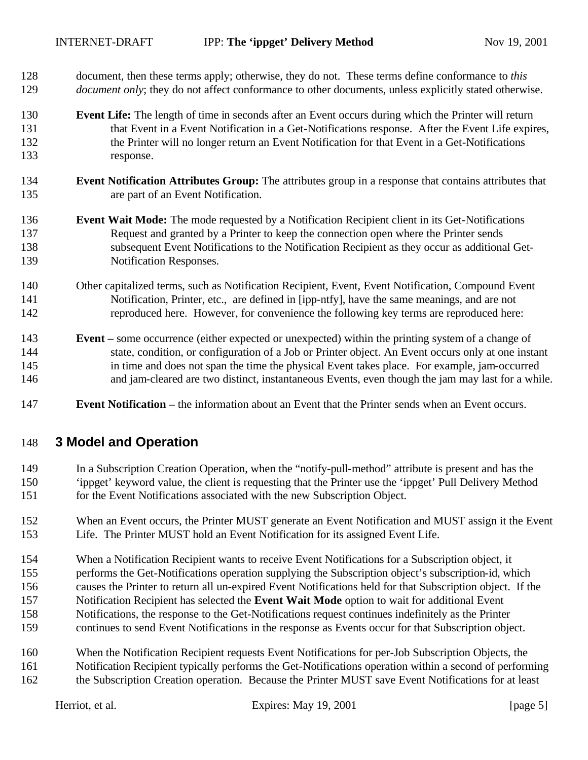document, then these terms apply; otherwise, they do not. These terms define conformance to *this document only*; they do not affect conformance to other documents, unless explicitly stated otherwise.

**Event Life:** The length of time in seconds after an Event occurs during which the Printer will return that Event in a Event Notification in a Get-Notifications response. After the Event Life expires, the Printer will no longer return an Event Notification for that Event in a Get-Notifications response.

**Event Notification Attributes Group:** The attributes group in a response that contains attributes that are part of an Event Notification.

**Event Wait Mode:** The mode requested by a Notification Recipient client in its Get-Notifications Request and granted by a Printer to keep the connection open where the Printer sends subsequent Event Notifications to the Notification Recipient as they occur as additional Get-Notification Responses.

Other capitalized terms, such as Notification Recipient, Event, Event Notification, Compound Event Notification, Printer, etc., are defined in [ipp-ntfy], have the same meanings, and are not reproduced here. However, for convenience the following key terms are reproduced here:

**Event –** some occurrence (either expected or unexpected) within the printing system of a change of state, condition, or configuration of a Job or Printer object. An Event occurs only at one instant in time and does not span the time the physical Event takes place. For example, jam-occurred and jam-cleared are two distinct, instantaneous Events, even though the jam may last for a while.

**Event Notification –** the information about an Event that the Printer sends when an Event occurs.

# 3 Model and Operation

In a Subscription Creation Operation, when the "notify-pull-method" attribute is present and has the 'ippget' keyword value, the client is requesting that the Printer use the 'ippget' Pull Delivery Method for the Event Notifications associated with the new Subscription Object.

When an Event occurs, the Printer MUST generate an Event Notification and MUST assign it the Event Life. The Printer MUST hold an Event Notification for its assigned Event Life.

When a Notification Recipient wants to receive Event Notifications for a Subscription object, it performs the Get-Notifications operation supplying the Subscription object's subscription-id, which causes the Printer to return all un-expired Event Notifications held for that Subscription object. If the Notification Recipient has selected the **Event Wait Mode** option to wait for additional Event Notifications, the response to the Get-Notifications request continues indefinitely as the Printer continues to send Event Notifications in the response as Events occur for that Subscription object.

When the Notification Recipient requests Event Notifications for per-Job Subscription Objects, the Notification Recipient typically performs the Get-Notifications operation within a second of performing the Subscription Creation operation. Because the Printer MUST save Event Notifications for at least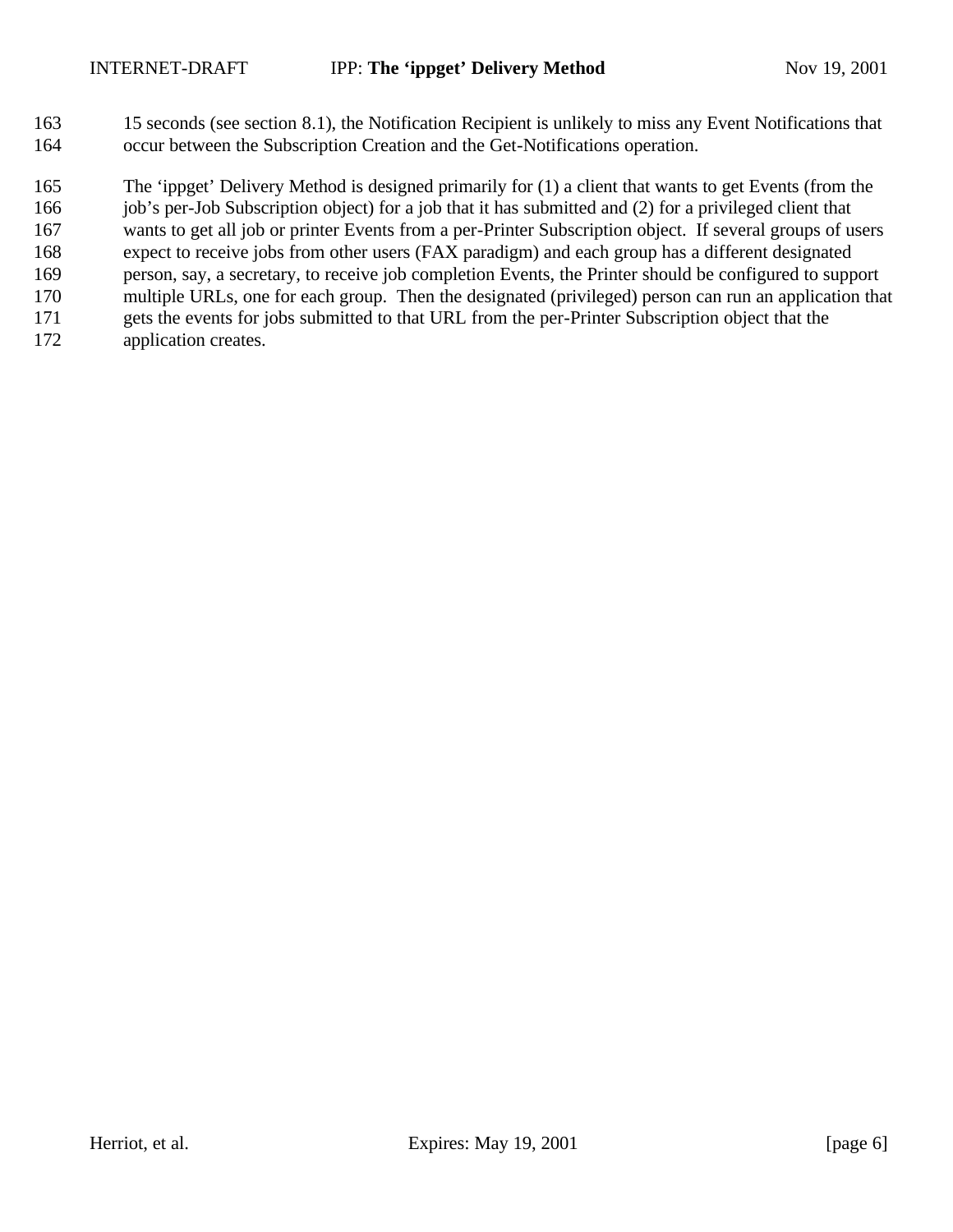15 seconds (see section 8.1), the Notification Recipient is unlikely to miss any Event Notifications that occur between the Subscription Creation and the Get-Notifications operation.

The ‘ippget’ Delivery Method is designed primarily for (1) a client that wants to get Events (from the job’s per-Job Subscription object) for a job that it has submitted and (2) for a privileged client that wants to get all job or printer Events from a per-Printer Subscription object. If several groups of users expect to receive jobs from other users (FAX paradigm) and each group has a different designated person, say, a secretary, to receive job completion Events, the Printer should be configured to support multiple URLs, one for each group. Then the designated (privileged) person can run an application that gets the events for jobs submitted to that URL from the per-Printer Subscription object that the application creates.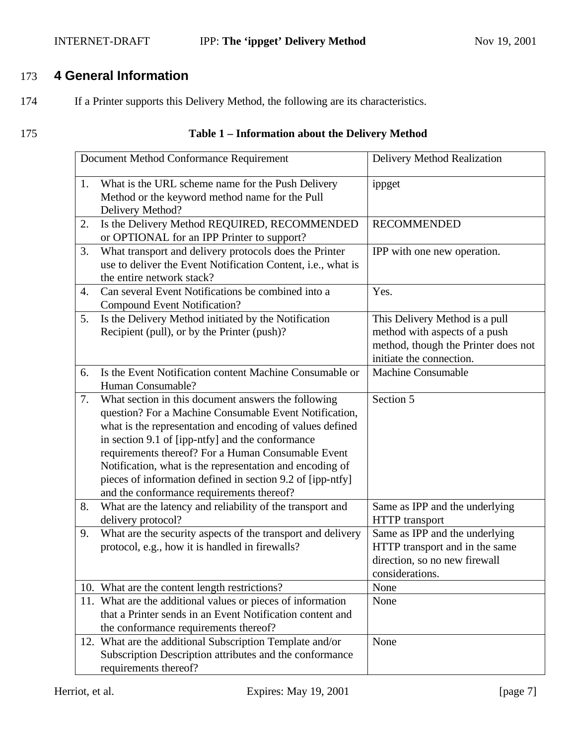## 4 General Information

If a Printer supports this Delivery Method, the following are its characteristics.

**Table 1 – Information about the Delivery Method**

| Document Method Conformance Requirement | Delivery Method Realization |
|---|---|
| 1. What is the URL scheme name for the Push Delivery Method or the keyword method name for the Pull Delivery Method? | ippget |
| 2. Is the Delivery Method REQUIRED, RECOMMENDED or OPTIONAL for an IPP Printer to support? | RECOMMENDED |
| 3. What transport and delivery protocols does the Printer use to deliver the Event Notification Content, i.e., what is the entire network stack? | IPP with one new operation. |
| 4. Can several Event Notifications be combined into a Compound Event Notification? | Yes. |
| 5. Is the Delivery Method initiated by the Notification Recipient (pull), or by the Printer (push)? | This Delivery Method is a pull method with aspects of a push method, though the Printer does not initiate the connection. |
| 6. Is the Event Notification content Machine Consumable or Human Consumable? | Machine Consumable |
| 7. What section in this document answers the following question? For a Machine Consumable Event Notification, what is the representation and encoding of values defined in section 9.1 of [ipp-ntfy] and the conformance requirements thereof? For a Human Consumable Event Notification, what is the representation and encoding of pieces of information defined in section 9.2 of [ipp-ntfy] and the conformance requirements thereof? | Section 5 |
| 8. What are the latency and reliability of the transport and delivery protocol? | Same as IPP and the underlying HTTP transport |
| 9. What are the security aspects of the transport and delivery protocol, e.g., how it is handled in firewalls? | Same as IPP and the underlying HTTP transport and in the same direction, so no new firewall considerations. |
| 10. What are the content length restrictions? | None |
| 11. What are the additional values or pieces of information that a Printer sends in an Event Notification content and the conformance requirements thereof? | None |
| 12. What are the additional Subscription Template and/or Subscription Description attributes and the conformance requirements thereof? | None |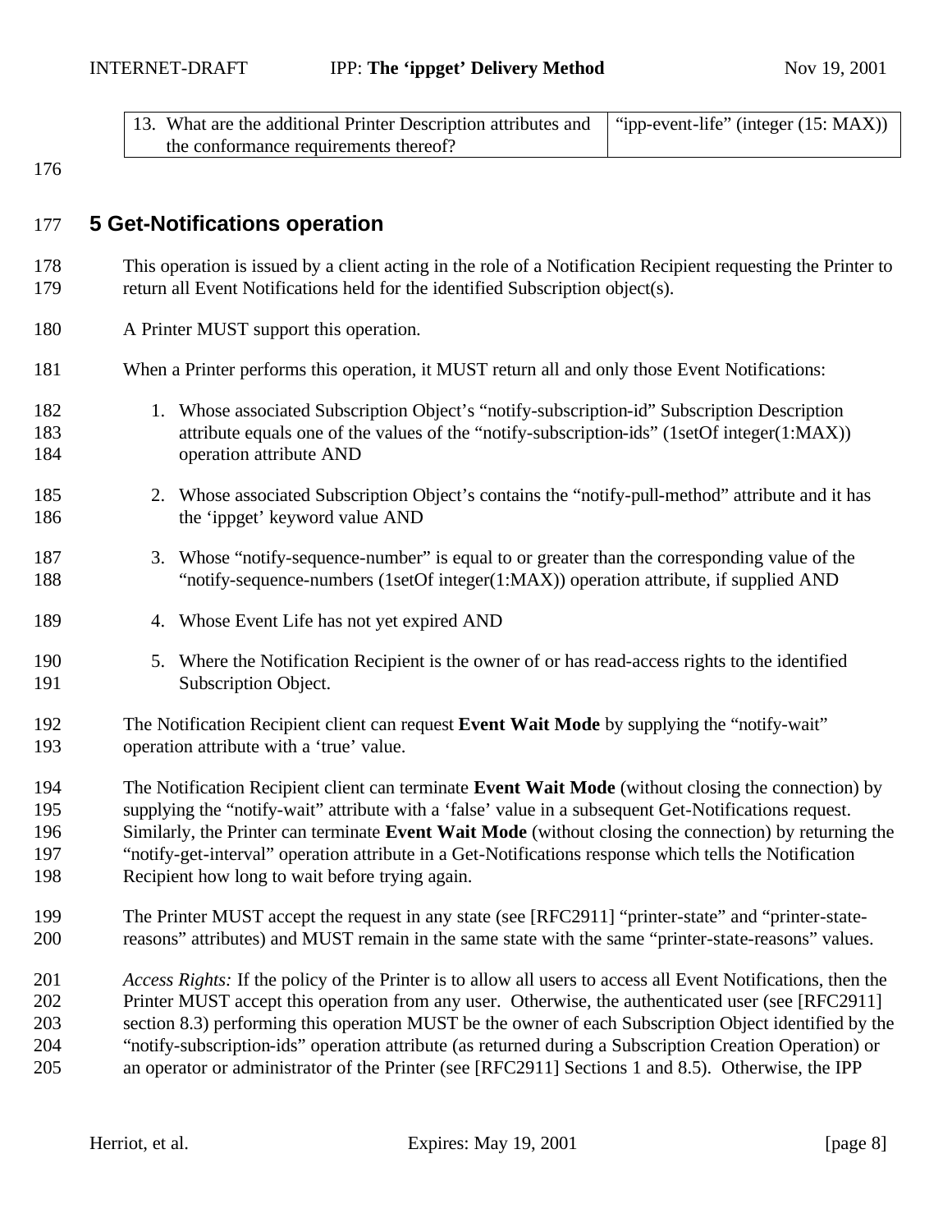| 13. What are the additional Printer Description attributes and the conformance requirements thereof? | "ipp-event-life" (integer (15: MAX)) |
|---|---|

## 5 Get-Notifications operation

This operation is issued by a client acting in the role of a Notification Recipient requesting the Printer to return all Event Notifications held for the identified Subscription object(s).

A Printer MUST support this operation.

When a Printer performs this operation, it MUST return all and only those Event Notifications:

1. Whose associated Subscription Object's "notify-subscription-id" Subscription Description attribute equals one of the values of the "notify-subscription-ids" (1setOf integer(1:MAX)) operation attribute AND

2. Whose associated Subscription Object's contains the "notify-pull-method" attribute and it has the 'ippget' keyword value AND

3. Whose "notify-sequence-number" is equal to or greater than the corresponding value of the "notify-sequence-numbers (1setOf integer(1:MAX)) operation attribute, if supplied AND

4. Whose Event Life has not yet expired AND

5. Where the Notification Recipient is the owner of or has read-access rights to the identified Subscription Object.

The Notification Recipient client can request **Event Wait Mode** by supplying the "notify-wait" operation attribute with a 'true' value.

The Notification Recipient client can terminate **Event Wait Mode** (without closing the connection) by supplying the "notify-wait" attribute with a 'false' value in a subsequent Get-Notifications request. Similarly, the Printer can terminate **Event Wait Mode** (without closing the connection) by returning the "notify-get-interval" operation attribute in a Get-Notifications response which tells the Notification Recipient how long to wait before trying again.

The Printer MUST accept the request in any state (see [RFC2911] "printer-state" and "printer-state-reasons" attributes) and MUST remain in the same state with the same "printer-state-reasons" values.

*Access Rights:* If the policy of the Printer is to allow all users to access all Event Notifications, then the Printer MUST accept this operation from any user. Otherwise, the authenticated user (see [RFC2911] section 8.3) performing this operation MUST be the owner of each Subscription Object identified by the "notify-subscription-ids" operation attribute (as returned during a Subscription Creation Operation) or an operator or administrator of the Printer (see [RFC2911] Sections 1 and 8.5). Otherwise, the IPP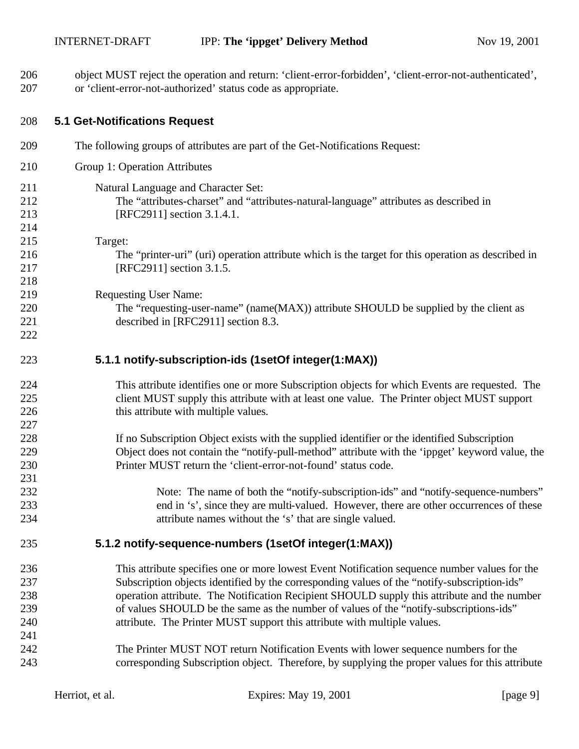object MUST reject the operation and return: ‘client-error-forbidden’, ‘client-error-not-authenticated’, or ‘client-error-not-authorized’ status code as appropriate.

## 5.1 Get-Notifications Request

The following groups of attributes are part of the Get-Notifications Request:

Group 1: Operation Attributes

Natural Language and Character Set:
The “attributes-charset” and “attributes-natural-language” attributes as described in [RFC2911] section 3.1.4.1.

Target:
The “printer-uri” (uri) operation attribute which is the target for this operation as described in [RFC2911] section 3.1.5.

Requesting User Name:
The “requesting-user-name” (name(MAX)) attribute SHOULD be supplied by the client as described in [RFC2911] section 8.3.

### 5.1.1 notify-subscription-ids (1setOf integer(1:MAX))

This attribute identifies one or more Subscription objects for which Events are requested. The client MUST supply this attribute with at least one value. The Printer object MUST support this attribute with multiple values.

If no Subscription Object exists with the supplied identifier or the identified Subscription Object does not contain the “notify-pull-method” attribute with the ‘ippget’ keyword value, the Printer MUST return the ‘client-error-not-found’ status code.

> Note: The name of both the “notify-subscription-ids” and “notify-sequence-numbers” end in ‘s’, since they are multi-valued. However, there are other occurrences of these attribute names without the ‘s’ that are single valued.

### 5.1.2 notify-sequence-numbers (1setOf integer(1:MAX))

This attribute specifies one or more lowest Event Notification sequence number values for the Subscription objects identified by the corresponding values of the “notify-subscription-ids” operation attribute. The Notification Recipient SHOULD supply this attribute and the number of values SHOULD be the same as the number of values of the “notify-subscriptions-ids” attribute. The Printer MUST support this attribute with multiple values.

The Printer MUST NOT return Notification Events with lower sequence numbers for the corresponding Subscription object. Therefore, by supplying the proper values for this attribute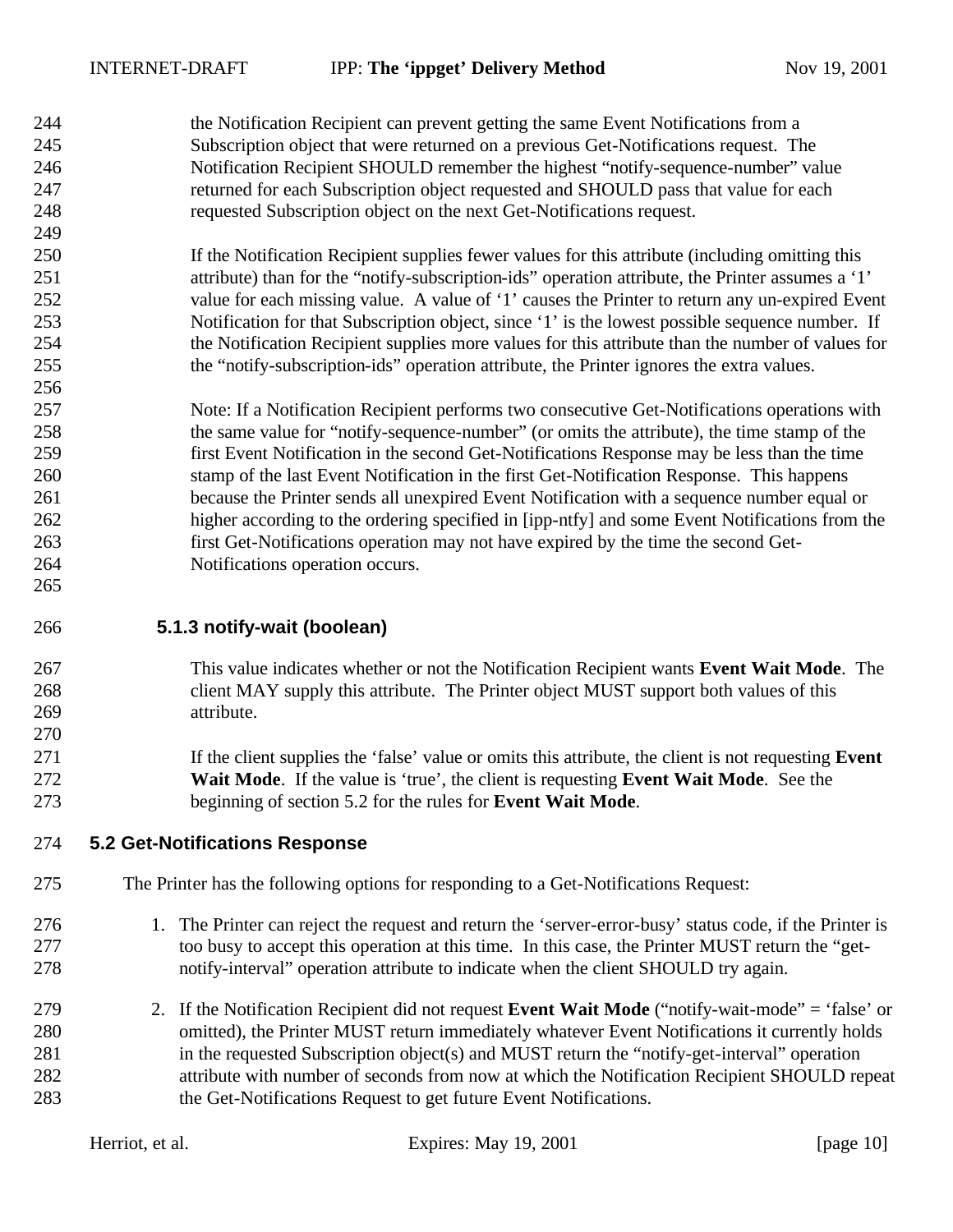the Notification Recipient can prevent getting the same Event Notifications from a Subscription object that were returned on a previous Get-Notifications request. The Notification Recipient SHOULD remember the highest "notify-sequence-number" value returned for each Subscription object requested and SHOULD pass that value for each requested Subscription object on the next Get-Notifications request.

If the Notification Recipient supplies fewer values for this attribute (including omitting this attribute) than for the "notify-subscription-ids" operation attribute, the Printer assumes a '1' value for each missing value. A value of '1' causes the Printer to return any un-expired Event Notification for that Subscription object, since '1' is the lowest possible sequence number. If the Notification Recipient supplies more values for this attribute than the number of values for the "notify-subscription-ids" operation attribute, the Printer ignores the extra values.

Note: If a Notification Recipient performs two consecutive Get-Notifications operations with the same value for "notify-sequence-number" (or omits the attribute), the time stamp of the first Event Notification in the second Get-Notifications Response may be less than the time stamp of the last Event Notification in the first Get-Notification Response. This happens because the Printer sends all unexpired Event Notification with a sequence number equal or higher according to the ordering specified in [ipp-ntfy] and some Event Notifications from the first Get-Notifications operation may not have expired by the time the second Get-Notifications operation occurs.

### 5.1.3 notify-wait (boolean)

This value indicates whether or not the Notification Recipient wants **Event Wait Mode**. The client MAY supply this attribute. The Printer object MUST support both values of this attribute.

If the client supplies the 'false' value or omits this attribute, the client is not requesting **Event Wait Mode**. If the value is 'true', the client is requesting **Event Wait Mode**. See the beginning of section 5.2 for the rules for **Event Wait Mode**.

## 5.2 Get-Notifications Response

The Printer has the following options for responding to a Get-Notifications Request:

1. The Printer can reject the request and return the 'server-error-busy' status code, if the Printer is too busy to accept this operation at this time. In this case, the Printer MUST return the "get-notify-interval" operation attribute to indicate when the client SHOULD try again.

2. If the Notification Recipient did not request **Event Wait Mode** ("notify-wait-mode" = 'false' or omitted), the Printer MUST return immediately whatever Event Notifications it currently holds in the requested Subscription object(s) and MUST return the "notify-get-interval" operation attribute with number of seconds from now at which the Notification Recipient SHOULD repeat the Get-Notifications Request to get future Event Notifications.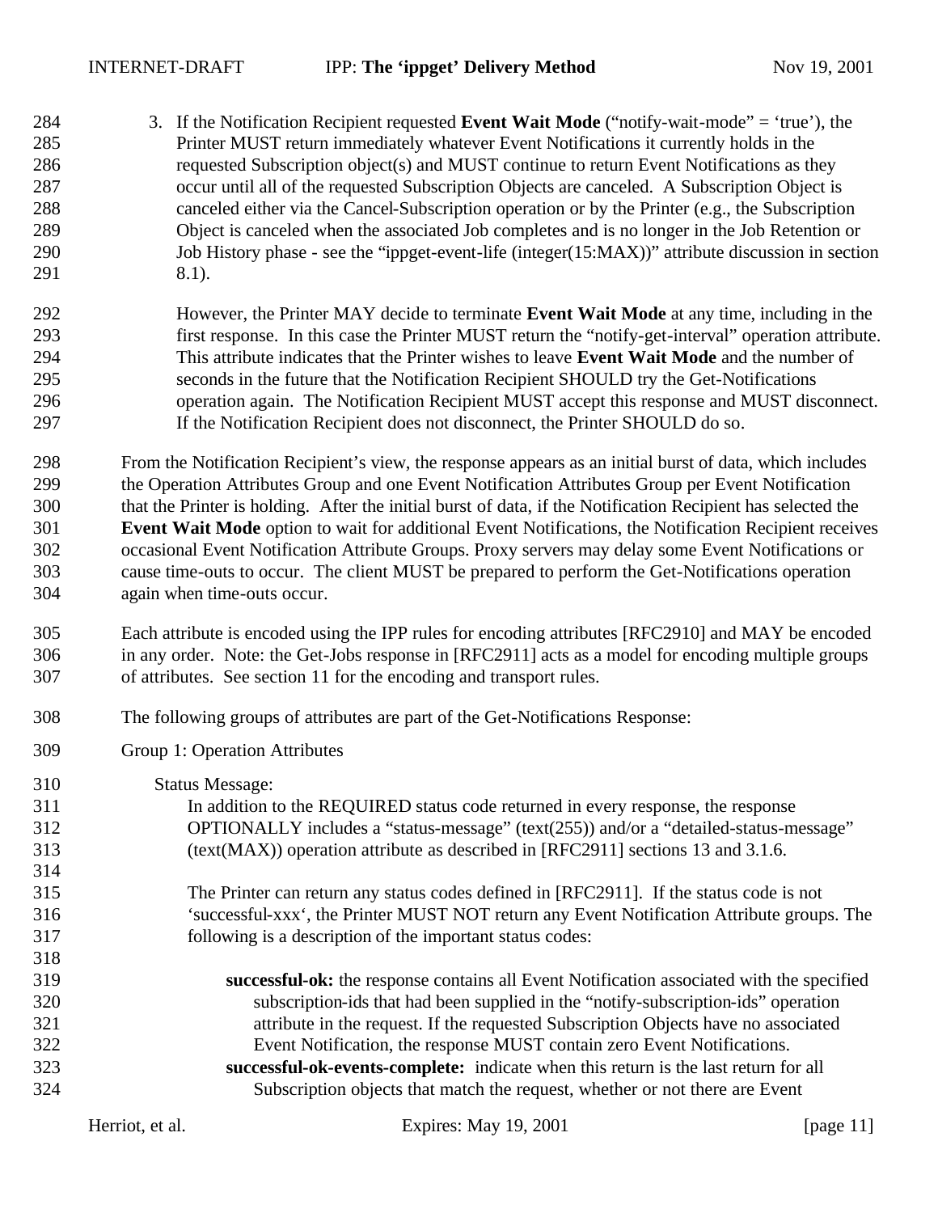3. If the Notification Recipient requested **Event Wait Mode** ("notify-wait-mode" = 'true'), the Printer MUST return immediately whatever Event Notifications it currently holds in the requested Subscription object(s) and MUST continue to return Event Notifications as they occur until all of the requested Subscription Objects are canceled. A Subscription Object is canceled either via the Cancel-Subscription operation or by the Printer (e.g., the Subscription Object is canceled when the associated Job completes and is no longer in the Job Retention or Job History phase - see the "ippget-event-life (integer(15:MAX))" attribute discussion in section 8.1).

   However, the Printer MAY decide to terminate **Event Wait Mode** at any time, including in the first response. In this case the Printer MUST return the "notify-get-interval" operation attribute. This attribute indicates that the Printer wishes to leave **Event Wait Mode** and the number of seconds in the future that the Notification Recipient SHOULD try the Get-Notifications operation again. The Notification Recipient MUST accept this response and MUST disconnect. If the Notification Recipient does not disconnect, the Printer SHOULD do so.

From the Notification Recipient's view, the response appears as an initial burst of data, which includes the Operation Attributes Group and one Event Notification Attributes Group per Event Notification that the Printer is holding. After the initial burst of data, if the Notification Recipient has selected the **Event Wait Mode** option to wait for additional Event Notifications, the Notification Recipient receives occasional Event Notification Attribute Groups. Proxy servers may delay some Event Notifications or cause time-outs to occur. The client MUST be prepared to perform the Get-Notifications operation again when time-outs occur.

Each attribute is encoded using the IPP rules for encoding attributes [RFC2910] and MAY be encoded in any order. Note: the Get-Jobs response in [RFC2911] acts as a model for encoding multiple groups of attributes. See section 11 for the encoding and transport rules.

The following groups of attributes are part of the Get-Notifications Response:

Group 1: Operation Attributes

Status Message:
In addition to the REQUIRED status code returned in every response, the response OPTIONALLY includes a "status-message" (text(255)) and/or a "detailed-status-message" (text(MAX)) operation attribute as described in [RFC2911] sections 13 and 3.1.6.

The Printer can return any status codes defined in [RFC2911]. If the status code is not 'successful-xxx', the Printer MUST NOT return any Event Notification Attribute groups. The following is a description of the important status codes:

**successful-ok:** the response contains all Event Notification associated with the specified subscription-ids that had been supplied in the "notify-subscription-ids" operation attribute in the request. If the requested Subscription Objects have no associated Event Notification, the response MUST contain zero Event Notifications.
**successful-ok-events-complete:** indicate when this return is the last return for all Subscription objects that match the request, whether or not there are Event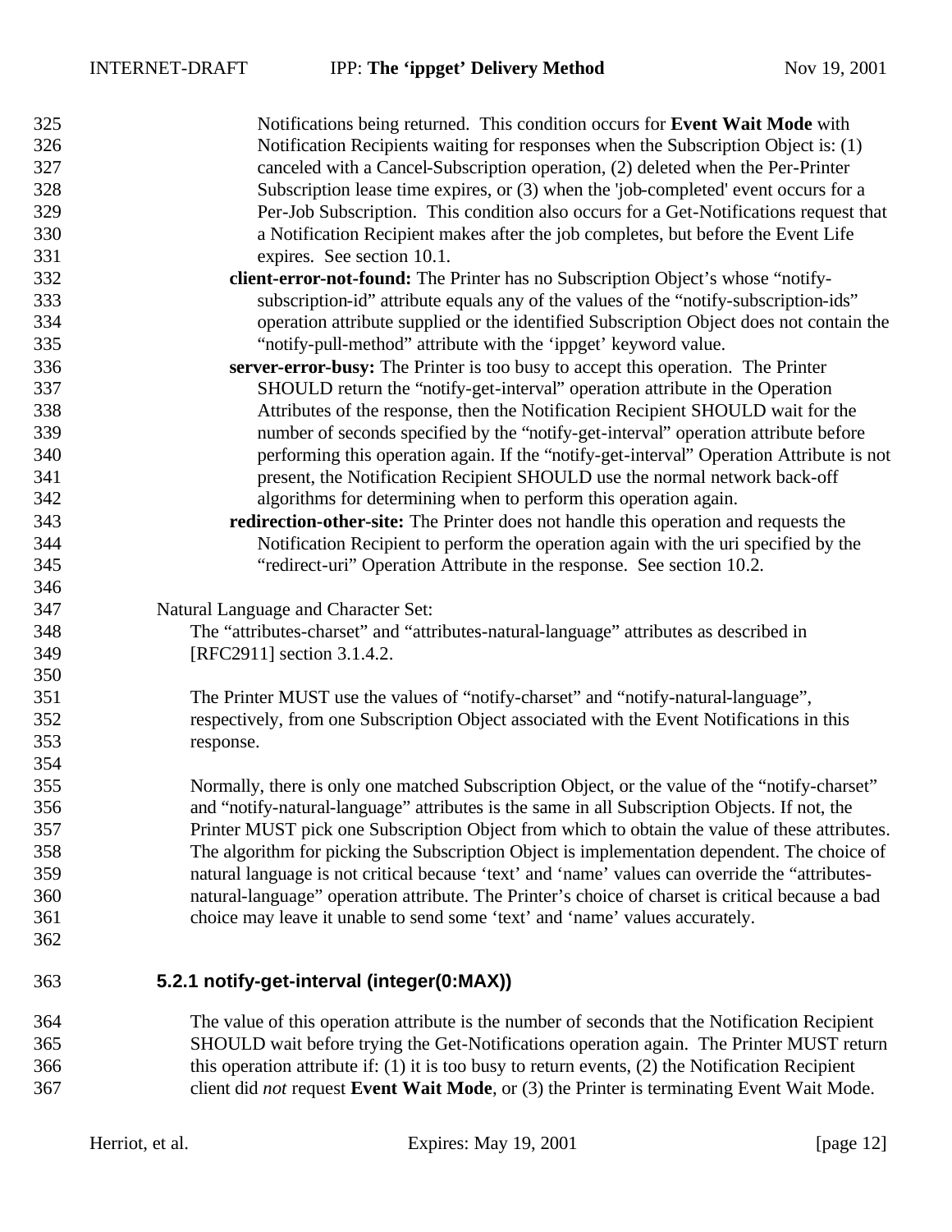Notifications being returned. This condition occurs for **Event Wait Mode** with Notification Recipients waiting for responses when the Subscription Object is: (1) canceled with a Cancel-Subscription operation, (2) deleted when the Per-Printer Subscription lease time expires, or (3) when the 'job-completed' event occurs for a Per-Job Subscription. This condition also occurs for a Get-Notifications request that a Notification Recipient makes after the job completes, but before the Event Life expires. See section 10.1.

**client-error-not-found:** The Printer has no Subscription Object's whose "notify-subscription-id" attribute equals any of the values of the "notify-subscription-ids" operation attribute supplied or the identified Subscription Object does not contain the "notify-pull-method" attribute with the 'ippget' keyword value.

**server-error-busy:** The Printer is too busy to accept this operation. The Printer SHOULD return the "notify-get-interval" operation attribute in the Operation Attributes of the response, then the Notification Recipient SHOULD wait for the number of seconds specified by the "notify-get-interval" operation attribute before performing this operation again. If the "notify-get-interval" Operation Attribute is not present, the Notification Recipient SHOULD use the normal network back-off algorithms for determining when to perform this operation again.

**redirection-other-site:** The Printer does not handle this operation and requests the Notification Recipient to perform the operation again with the uri specified by the "redirect-uri" Operation Attribute in the response. See section 10.2.

Natural Language and Character Set:

The "attributes-charset" and "attributes-natural-language" attributes as described in [RFC2911] section 3.1.4.2.

The Printer MUST use the values of "notify-charset" and "notify-natural-language", respectively, from one Subscription Object associated with the Event Notifications in this response.

Normally, there is only one matched Subscription Object, or the value of the "notify-charset" and "notify-natural-language" attributes is the same in all Subscription Objects. If not, the Printer MUST pick one Subscription Object from which to obtain the value of these attributes. The algorithm for picking the Subscription Object is implementation dependent. The choice of natural language is not critical because 'text' and 'name' values can override the "attributes-natural-language" operation attribute. The Printer's choice of charset is critical because a bad choice may leave it unable to send some 'text' and 'name' values accurately.

### 5.2.1 notify-get-interval (integer(0:MAX))

The value of this operation attribute is the number of seconds that the Notification Recipient SHOULD wait before trying the Get-Notifications operation again. The Printer MUST return this operation attribute if: (1) it is too busy to return events, (2) the Notification Recipient client did *not* request **Event Wait Mode**, or (3) the Printer is terminating Event Wait Mode.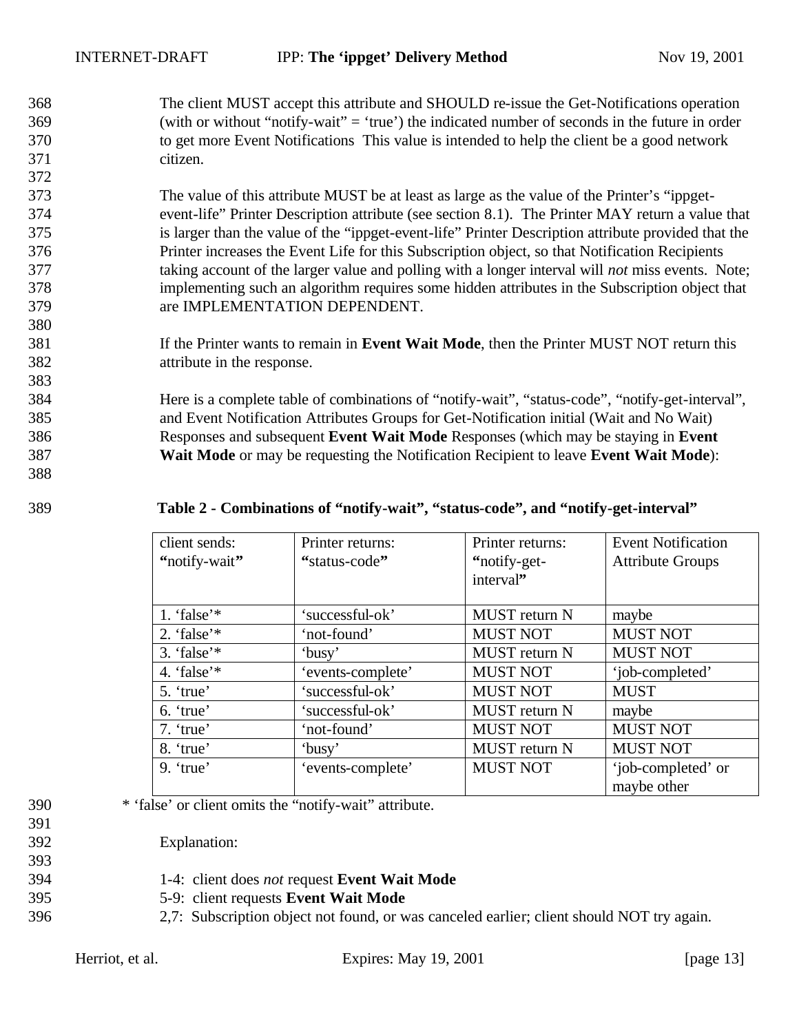The client MUST accept this attribute and SHOULD re-issue the Get-Notifications operation (with or without "notify-wait" = 'true') the indicated number of seconds in the future in order to get more Event Notifications This value is intended to help the client be a good network citizen.

The value of this attribute MUST be at least as large as the value of the Printer's "ippget-event-life" Printer Description attribute (see section 8.1). The Printer MAY return a value that is larger than the value of the "ippget-event-life" Printer Description attribute provided that the Printer increases the Event Life for this Subscription object, so that Notification Recipients taking account of the larger value and polling with a longer interval will *not* miss events. Note; implementing such an algorithm requires some hidden attributes in the Subscription object that are IMPLEMENTATION DEPENDENT.

If the Printer wants to remain in **Event Wait Mode**, then the Printer MUST NOT return this attribute in the response.

Here is a complete table of combinations of "notify-wait", "status-code", "notify-get-interval", and Event Notification Attributes Groups for Get-Notification initial (Wait and No Wait) Responses and subsequent **Event Wait Mode** Responses (which may be staying in **Event Wait Mode** or may be requesting the Notification Recipient to leave **Event Wait Mode**):

**Table 2 - Combinations of "notify-wait", "status-code", and "notify-get-interval"**

| client sends: "notify-wait" | Printer returns: "status-code" | Printer returns: "notify-get-interval" | Event Notification Attribute Groups |
|---|---|---|---|
| 1. 'false'* | 'successful-ok' | MUST return N | maybe |
| 2. 'false'* | 'not-found' | MUST NOT | MUST NOT |
| 3. 'false'* | 'busy' | MUST return N | MUST NOT |
| 4. 'false'* | 'events-complete' | MUST NOT | 'job-completed' |
| 5. 'true' | 'successful-ok' | MUST NOT | MUST |
| 6. 'true' | 'successful-ok' | MUST return N | maybe |
| 7. 'true' | 'not-found' | MUST NOT | MUST NOT |
| 8. 'true' | 'busy' | MUST return N | MUST NOT |
| 9. 'true' | 'events-complete' | MUST NOT | 'job-completed' or maybe other |

* 'false' or client omits the "notify-wait" attribute.

Explanation:

1-4: client does *not* request **Event Wait Mode**
5-9: client requests **Event Wait Mode**
2,7: Subscription object not found, or was canceled earlier; client should NOT try again.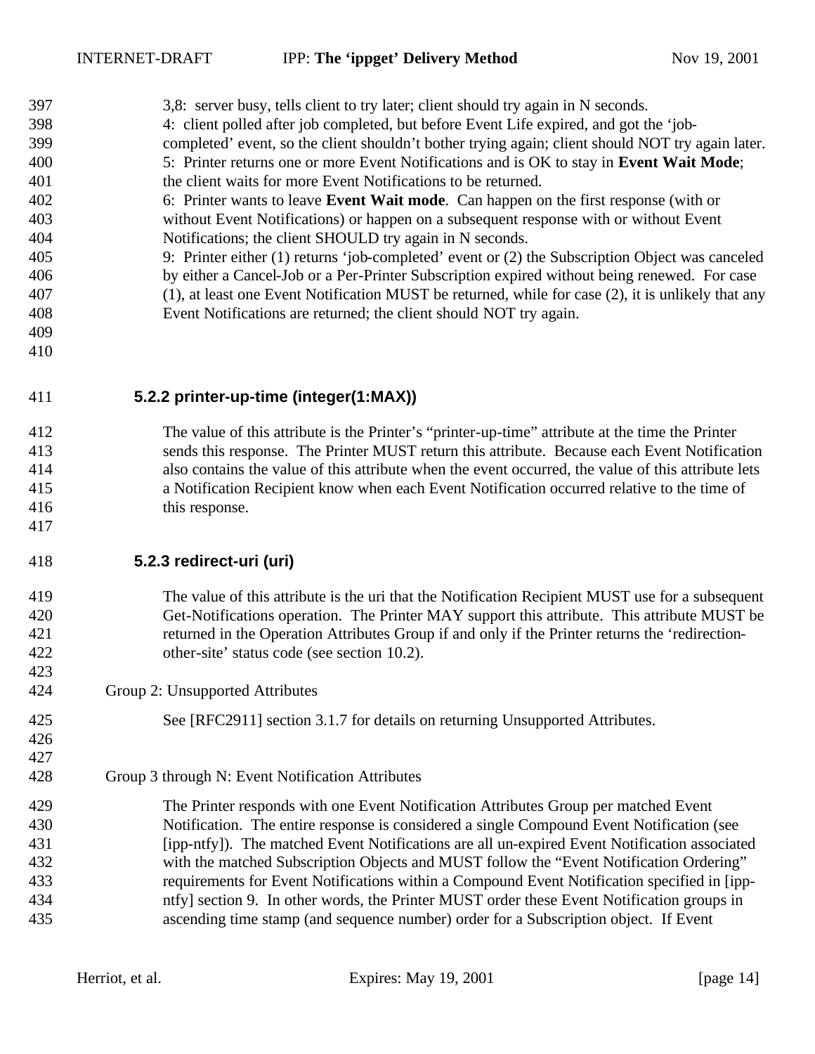3,8: server busy, tells client to try later; client should try again in N seconds.
4: client polled after job completed, but before Event Life expired, and got the 'job-completed' event, so the client shouldn't bother trying again; client should NOT try again later.
5: Printer returns one or more Event Notifications and is OK to stay in **Event Wait Mode**; the client waits for more Event Notifications to be returned.
6: Printer wants to leave **Event Wait mode**. Can happen on the first response (with or without Event Notifications) or happen on a subsequent response with or without Event Notifications; the client SHOULD try again in N seconds.
9: Printer either (1) returns 'job-completed' event or (2) the Subscription Object was canceled by either a Cancel-Job or a Per-Printer Subscription expired without being renewed. For case (1), at least one Event Notification MUST be returned, while for case (2), it is unlikely that any Event Notifications are returned; the client should NOT try again.

### 5.2.2 printer-up-time (integer(1:MAX))

The value of this attribute is the Printer's "printer-up-time" attribute at the time the Printer sends this response. The Printer MUST return this attribute. Because each Event Notification also contains the value of this attribute when the event occurred, the value of this attribute lets a Notification Recipient know when each Event Notification occurred relative to the time of this response.

### 5.2.3 redirect-uri (uri)

The value of this attribute is the uri that the Notification Recipient MUST use for a subsequent Get-Notifications operation. The Printer MAY support this attribute. This attribute MUST be returned in the Operation Attributes Group if and only if the Printer returns the 'redirection-other-site' status code (see section 10.2).

Group 2: Unsupported Attributes

See [RFC2911] section 3.1.7 for details on returning Unsupported Attributes.

Group 3 through N: Event Notification Attributes

The Printer responds with one Event Notification Attributes Group per matched Event Notification. The entire response is considered a single Compound Event Notification (see [ipp-ntfy]). The matched Event Notifications are all un-expired Event Notification associated with the matched Subscription Objects and MUST follow the "Event Notification Ordering" requirements for Event Notifications within a Compound Event Notification specified in [ipp-ntfy] section 9. In other words, the Printer MUST order these Event Notification groups in ascending time stamp (and sequence number) order for a Subscription object. If Event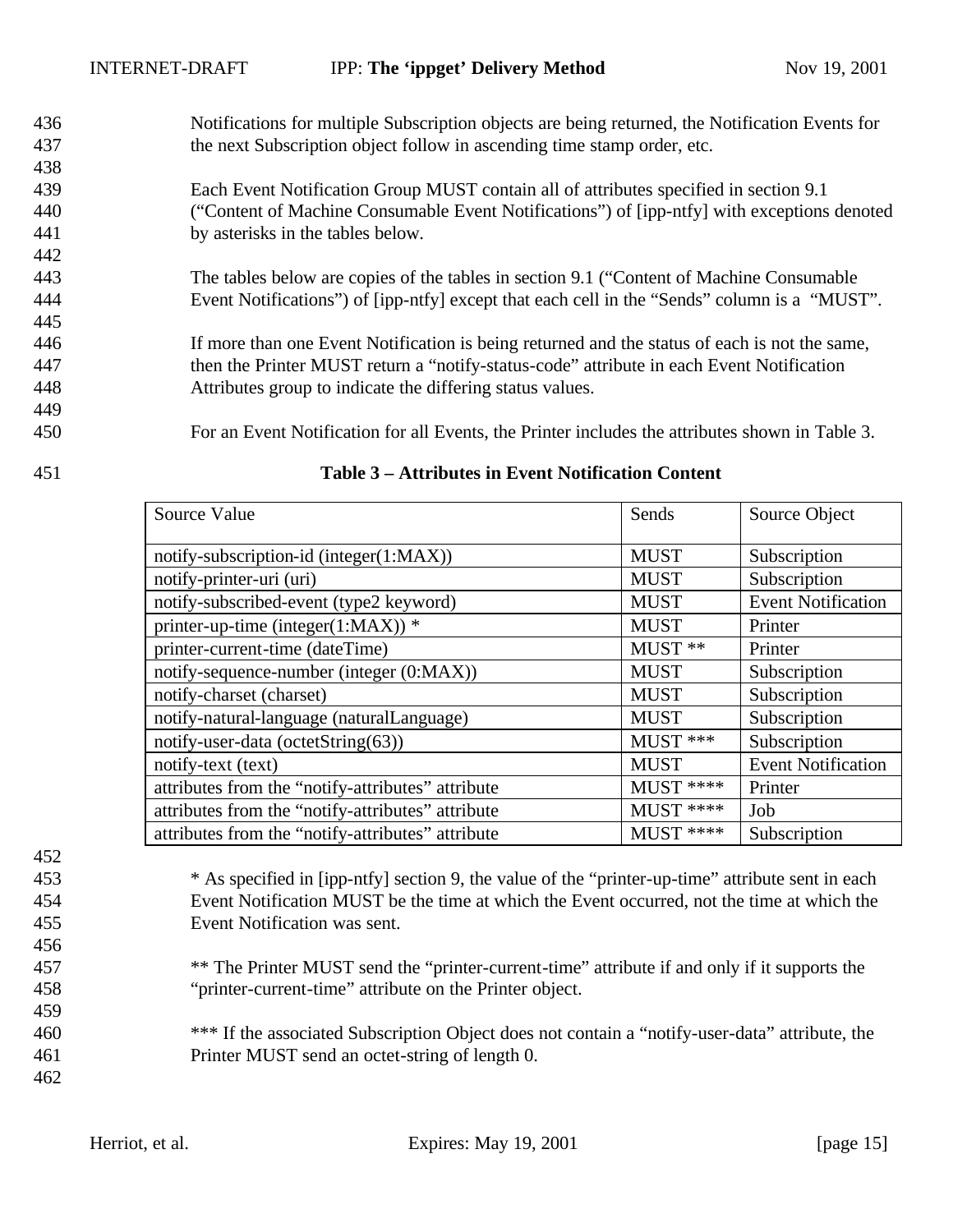Notifications for multiple Subscription objects are being returned, the Notification Events for the next Subscription object follow in ascending time stamp order, etc.

Each Event Notification Group MUST contain all of attributes specified in section 9.1 ("Content of Machine Consumable Event Notifications") of [ipp-ntfy] with exceptions denoted by asterisks in the tables below.

The tables below are copies of the tables in section 9.1 ("Content of Machine Consumable Event Notifications") of [ipp-ntfy] except that each cell in the "Sends" column is a "MUST".

If more than one Event Notification is being returned and the status of each is not the same, then the Printer MUST return a "notify-status-code" attribute in each Event Notification Attributes group to indicate the differing status values.

For an Event Notification for all Events, the Printer includes the attributes shown in Table 3.

**Table 3 – Attributes in Event Notification Content**

| Source Value | Sends | Source Object |
|---|---|---|
| notify-subscription-id (integer(1:MAX)) | MUST | Subscription |
| notify-printer-uri (uri) | MUST | Subscription |
| notify-subscribed-event (type2 keyword) | MUST | Event Notification |
| printer-up-time (integer(1:MAX)) * | MUST | Printer |
| printer-current-time (dateTime) | MUST ** | Printer |
| notify-sequence-number (integer (0:MAX)) | MUST | Subscription |
| notify-charset (charset) | MUST | Subscription |
| notify-natural-language (naturalLanguage) | MUST | Subscription |
| notify-user-data (octetString(63)) | MUST *** | Subscription |
| notify-text (text) | MUST | Event Notification |
| attributes from the "notify-attributes" attribute | MUST **** | Printer |
| attributes from the "notify-attributes" attribute | MUST **** | Job |
| attributes from the "notify-attributes" attribute | MUST **** | Subscription |

* As specified in [ipp-ntfy] section 9, the value of the "printer-up-time" attribute sent in each Event Notification MUST be the time at which the Event occurred, not the time at which the Event Notification was sent.

** The Printer MUST send the "printer-current-time" attribute if and only if it supports the "printer-current-time" attribute on the Printer object.

*** If the associated Subscription Object does not contain a "notify-user-data" attribute, the Printer MUST send an octet-string of length 0.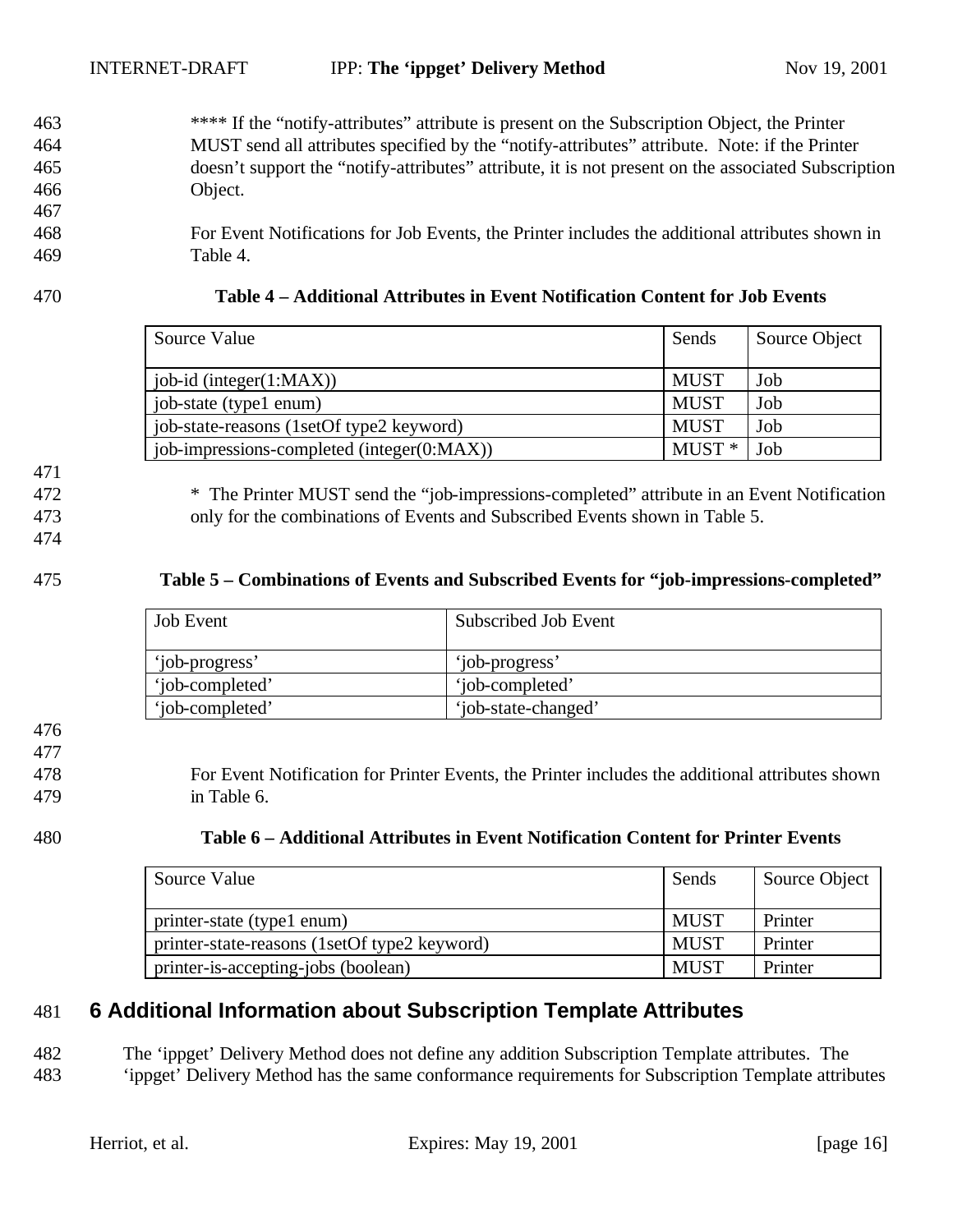**** If the "notify-attributes" attribute is present on the Subscription Object, the Printer MUST send all attributes specified by the "notify-attributes" attribute. Note: if the Printer doesn't support the "notify-attributes" attribute, it is not present on the associated Subscription Object.

For Event Notifications for Job Events, the Printer includes the additional attributes shown in Table 4.

**Table 4 – Additional Attributes in Event Notification Content for Job Events**

| Source Value | Sends | Source Object |
|---|---|---|
| job-id (integer(1:MAX)) | MUST | Job |
| job-state (type1 enum) | MUST | Job |
| job-state-reasons (1setOf type2 keyword) | MUST | Job |
| job-impressions-completed (integer(0:MAX)) | MUST * | Job |

* The Printer MUST send the "job-impressions-completed" attribute in an Event Notification only for the combinations of Events and Subscribed Events shown in Table 5.

**Table 5 – Combinations of Events and Subscribed Events for "job-impressions-completed"**

| Job Event | Subscribed Job Event |
|---|---|
| 'job-progress' | 'job-progress' |
| 'job-completed' | 'job-completed' |
| 'job-completed' | 'job-state-changed' |

For Event Notification for Printer Events, the Printer includes the additional attributes shown in Table 6.

**Table 6 – Additional Attributes in Event Notification Content for Printer Events**

| Source Value | Sends | Source Object |
|---|---|---|
| printer-state (type1 enum) | MUST | Printer |
| printer-state-reasons (1setOf type2 keyword) | MUST | Printer |
| printer-is-accepting-jobs (boolean) | MUST | Printer |

# 6 Additional Information about Subscription Template Attributes

The 'ippget' Delivery Method does not define any addition Subscription Template attributes. The 'ippget' Delivery Method has the same conformance requirements for Subscription Template attributes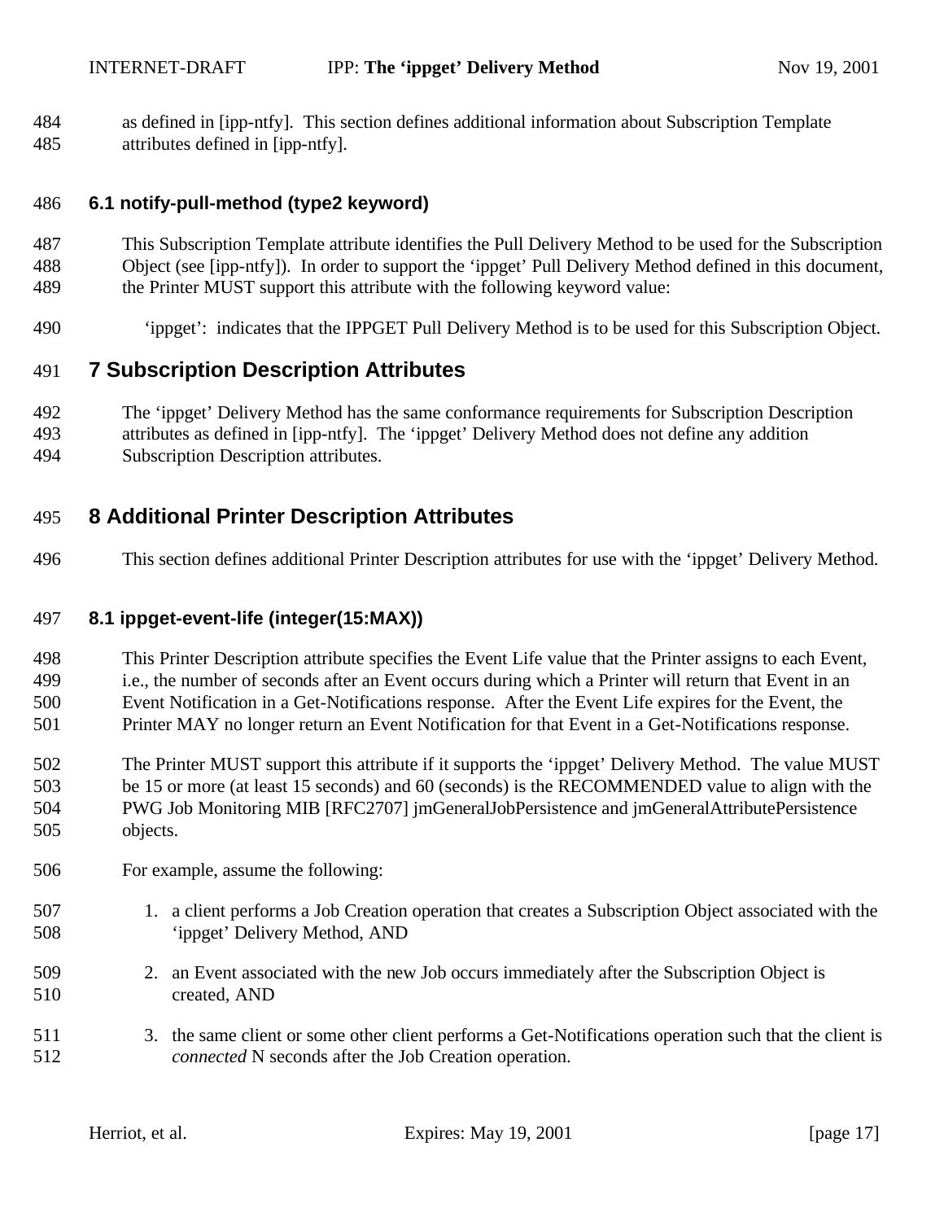as defined in [ipp-ntfy]. This section defines additional information about Subscription Template attributes defined in [ipp-ntfy].

### 6.1 notify-pull-method (type2 keyword)

This Subscription Template attribute identifies the Pull Delivery Method to be used for the Subscription Object (see [ipp-ntfy]). In order to support the 'ippget' Pull Delivery Method defined in this document, the Printer MUST support this attribute with the following keyword value:

'ippget': indicates that the IPPGET Pull Delivery Method is to be used for this Subscription Object.

## 7 Subscription Description Attributes

The 'ippget' Delivery Method has the same conformance requirements for Subscription Description attributes as defined in [ipp-ntfy]. The 'ippget' Delivery Method does not define any addition Subscription Description attributes.

## 8 Additional Printer Description Attributes

This section defines additional Printer Description attributes for use with the 'ippget' Delivery Method.

### 8.1 ippget-event-life (integer(15:MAX))

This Printer Description attribute specifies the Event Life value that the Printer assigns to each Event, i.e., the number of seconds after an Event occurs during which a Printer will return that Event in an Event Notification in a Get-Notifications response. After the Event Life expires for the Event, the Printer MAY no longer return an Event Notification for that Event in a Get-Notifications response.

The Printer MUST support this attribute if it supports the 'ippget' Delivery Method. The value MUST be 15 or more (at least 15 seconds) and 60 (seconds) is the RECOMMENDED value to align with the PWG Job Monitoring MIB [RFC2707] jmGeneralJobPersistence and jmGeneralAttributePersistence objects.

For example, assume the following:

1. a client performs a Job Creation operation that creates a Subscription Object associated with the 'ippget' Delivery Method, AND
2. an Event associated with the new Job occurs immediately after the Subscription Object is created, AND
3. the same client or some other client performs a Get-Notifications operation such that the client is *connected* N seconds after the Job Creation operation.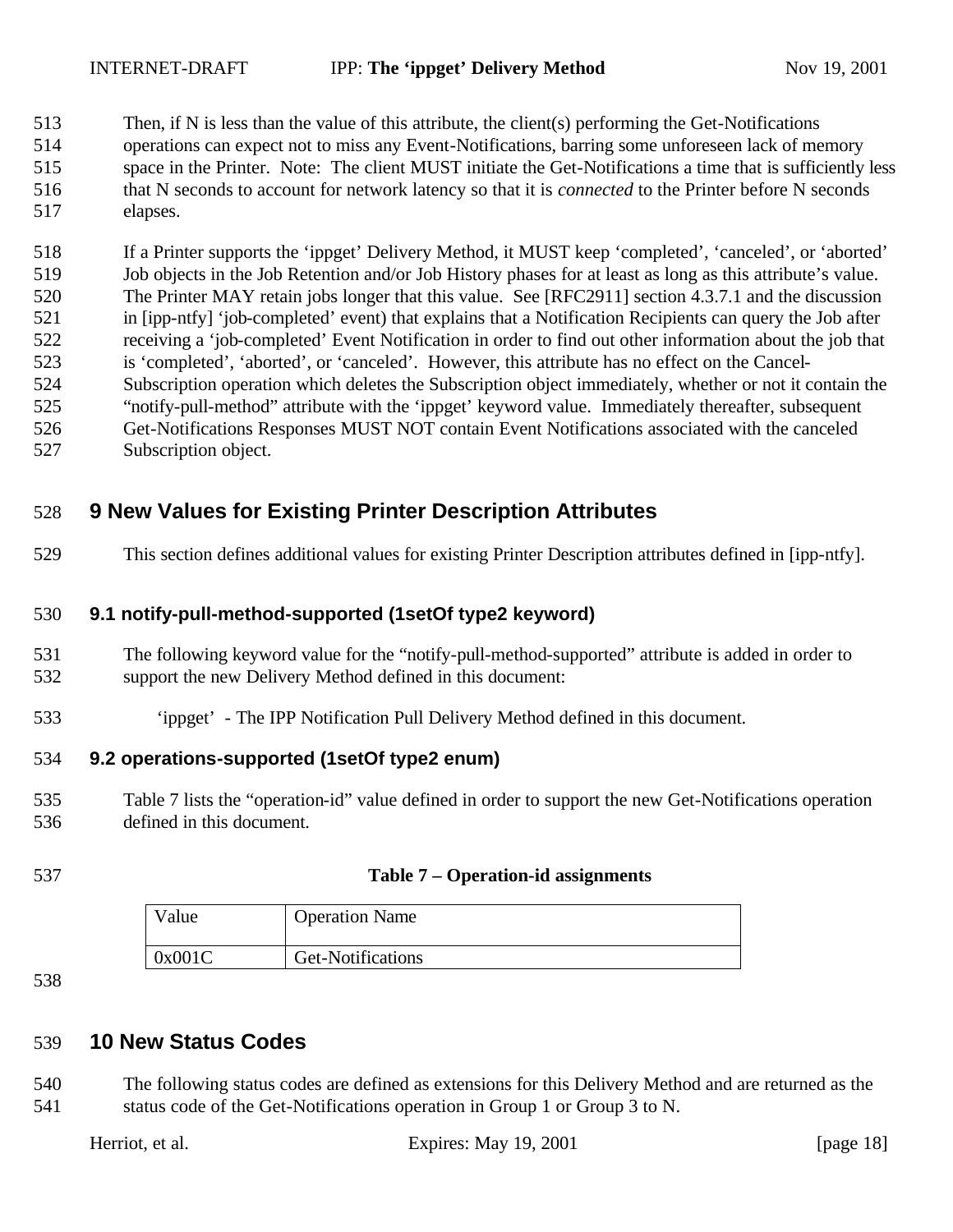Then, if N is less than the value of this attribute, the client(s) performing the Get-Notifications operations can expect not to miss any Event-Notifications, barring some unforeseen lack of memory space in the Printer. Note: The client MUST initiate the Get-Notifications a time that is sufficiently less that N seconds to account for network latency so that it is *connected* to the Printer before N seconds elapses.

If a Printer supports the 'ippget' Delivery Method, it MUST keep 'completed', 'canceled', or 'aborted' Job objects in the Job Retention and/or Job History phases for at least as long as this attribute's value. The Printer MAY retain jobs longer that this value. See [RFC2911] section 4.3.7.1 and the discussion in [ipp-ntfy] 'job-completed' event) that explains that a Notification Recipients can query the Job after receiving a 'job-completed' Event Notification in order to find out other information about the job that is 'completed', 'aborted', or 'canceled'. However, this attribute has no effect on the Cancel-Subscription operation which deletes the Subscription object immediately, whether or not it contain the "notify-pull-method" attribute with the 'ippget' keyword value. Immediately thereafter, subsequent Get-Notifications Responses MUST NOT contain Event Notifications associated with the canceled Subscription object.

# 9 New Values for Existing Printer Description Attributes

This section defines additional values for existing Printer Description attributes defined in [ipp-ntfy].

## 9.1 notify-pull-method-supported (1setOf type2 keyword)

The following keyword value for the "notify-pull-method-supported" attribute is added in order to support the new Delivery Method defined in this document:

'ippget' - The IPP Notification Pull Delivery Method defined in this document.

## 9.2 operations-supported (1setOf type2 enum)

Table 7 lists the "operation-id" value defined in order to support the new Get-Notifications operation defined in this document.

**Table 7 – Operation-id assignments**

| Value | Operation Name |
|---|---|
| 0x001C | Get-Notifications |

# 10 New Status Codes

The following status codes are defined as extensions for this Delivery Method and are returned as the status code of the Get-Notifications operation in Group 1 or Group 3 to N.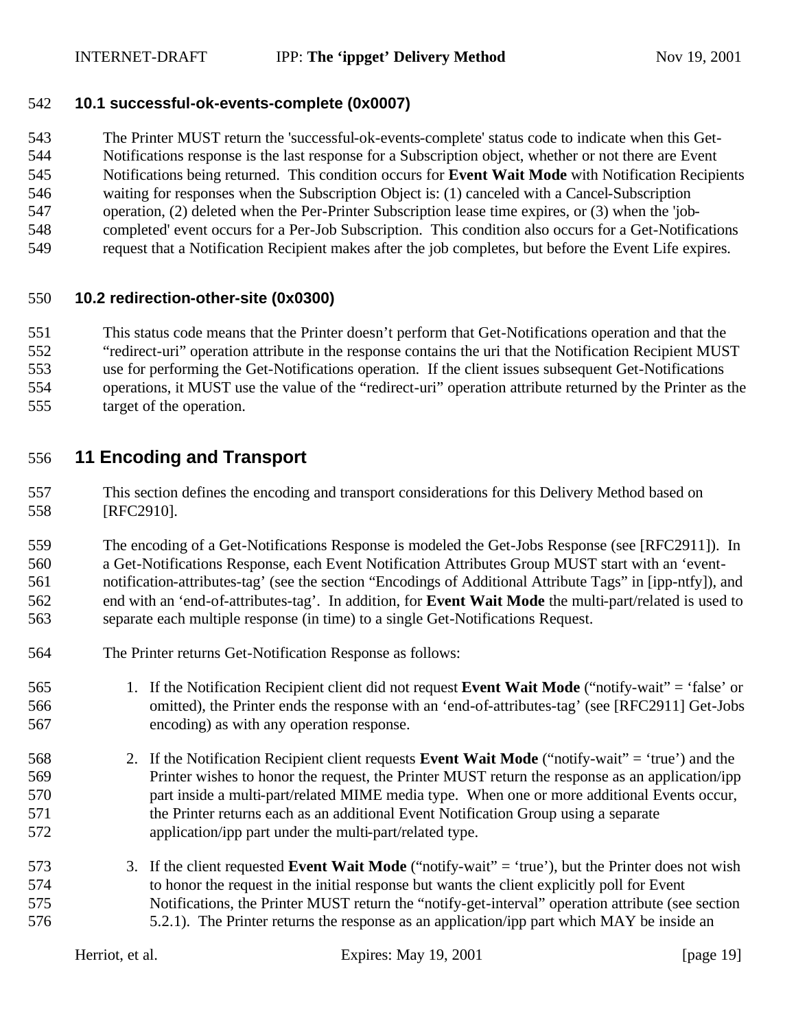### 10.1 successful-ok-events-complete (0x0007)

The Printer MUST return the 'successful-ok-events-complete' status code to indicate when this Get-Notifications response is the last response for a Subscription object, whether or not there are Event Notifications being returned. This condition occurs for **Event Wait Mode** with Notification Recipients waiting for responses when the Subscription Object is: (1) canceled with a Cancel-Subscription operation, (2) deleted when the Per-Printer Subscription lease time expires, or (3) when the 'job-completed' event occurs for a Per-Job Subscription. This condition also occurs for a Get-Notifications request that a Notification Recipient makes after the job completes, but before the Event Life expires.

### 10.2 redirection-other-site (0x0300)

This status code means that the Printer doesn't perform that Get-Notifications operation and that the "redirect-uri" operation attribute in the response contains the uri that the Notification Recipient MUST use for performing the Get-Notifications operation. If the client issues subsequent Get-Notifications operations, it MUST use the value of the "redirect-uri" operation attribute returned by the Printer as the target of the operation.

## 11 Encoding and Transport

This section defines the encoding and transport considerations for this Delivery Method based on [RFC2910].

The encoding of a Get-Notifications Response is modeled the Get-Jobs Response (see [RFC2911]). In a Get-Notifications Response, each Event Notification Attributes Group MUST start with an 'event-notification-attributes-tag' (see the section "Encodings of Additional Attribute Tags" in [ipp-ntfy]), and end with an 'end-of-attributes-tag'. In addition, for **Event Wait Mode** the multi-part/related is used to separate each multiple response (in time) to a single Get-Notifications Request.

The Printer returns Get-Notification Response as follows:

1. If the Notification Recipient client did not request **Event Wait Mode** ("notify-wait" = 'false' or omitted), the Printer ends the response with an 'end-of-attributes-tag' (see [RFC2911] Get-Jobs encoding) as with any operation response.

2. If the Notification Recipient client requests **Event Wait Mode** ("notify-wait" = 'true') and the Printer wishes to honor the request, the Printer MUST return the response as an application/ipp part inside a multi-part/related MIME media type. When one or more additional Events occur, the Printer returns each as an additional Event Notification Group using a separate application/ipp part under the multi-part/related type.

3. If the client requested **Event Wait Mode** ("notify-wait" = 'true'), but the Printer does not wish to honor the request in the initial response but wants the client explicitly poll for Event Notifications, the Printer MUST return the "notify-get-interval" operation attribute (see section 5.2.1). The Printer returns the response as an application/ipp part which MAY be inside an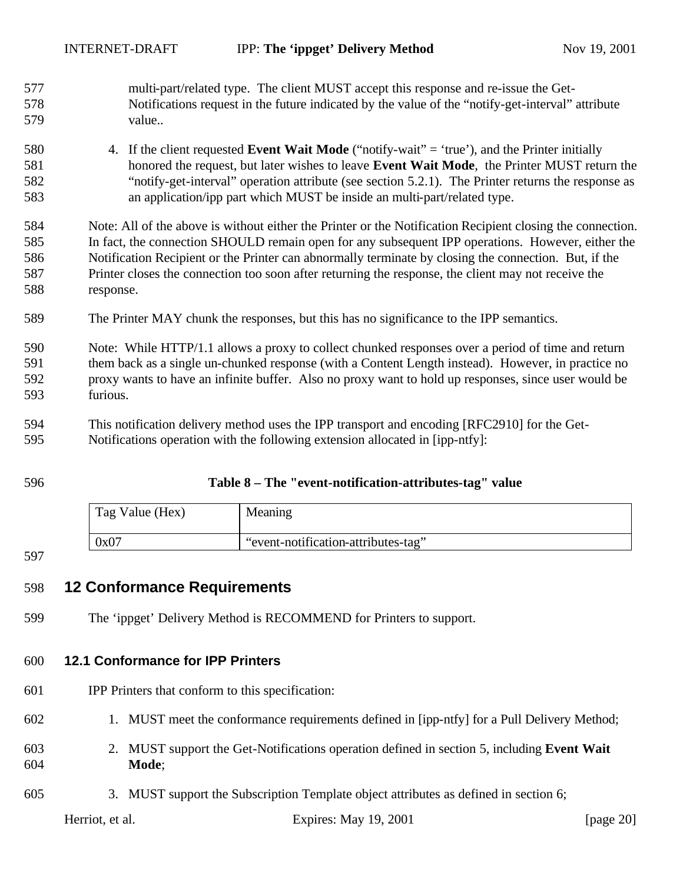multi-part/related type. The client MUST accept this response and re-issue the Get-Notifications request in the future indicated by the value of the "notify-get-interval" attribute value..

4. If the client requested **Event Wait Mode** ("notify-wait" = 'true'), and the Printer initially honored the request, but later wishes to leave **Event Wait Mode**, the Printer MUST return the "notify-get-interval" operation attribute (see section 5.2.1). The Printer returns the response as an application/ipp part which MUST be inside an multi-part/related type.

Note: All of the above is without either the Printer or the Notification Recipient closing the connection. In fact, the connection SHOULD remain open for any subsequent IPP operations. However, either the Notification Recipient or the Printer can abnormally terminate by closing the connection. But, if the Printer closes the connection too soon after returning the response, the client may not receive the response.

The Printer MAY chunk the responses, but this has no significance to the IPP semantics.

Note: While HTTP/1.1 allows a proxy to collect chunked responses over a period of time and return them back as a single un-chunked response (with a Content Length instead). However, in practice no proxy wants to have an infinite buffer. Also no proxy want to hold up responses, since user would be furious.

This notification delivery method uses the IPP transport and encoding [RFC2910] for the Get-Notifications operation with the following extension allocated in [ipp-ntfy]:

**Table 8 – The "event-notification-attributes-tag" value**

| Tag Value (Hex) | Meaning |
|---|---|
| 0x07 | "event-notification-attributes-tag" |

# 12 Conformance Requirements

The 'ippget' Delivery Method is RECOMMEND for Printers to support.

## 12.1 Conformance for IPP Printers

IPP Printers that conform to this specification:

1. MUST meet the conformance requirements defined in [ipp-ntfy] for a Pull Delivery Method;
2. MUST support the Get-Notifications operation defined in section 5, including **Event Wait Mode**;
3. MUST support the Subscription Template object attributes as defined in section 6;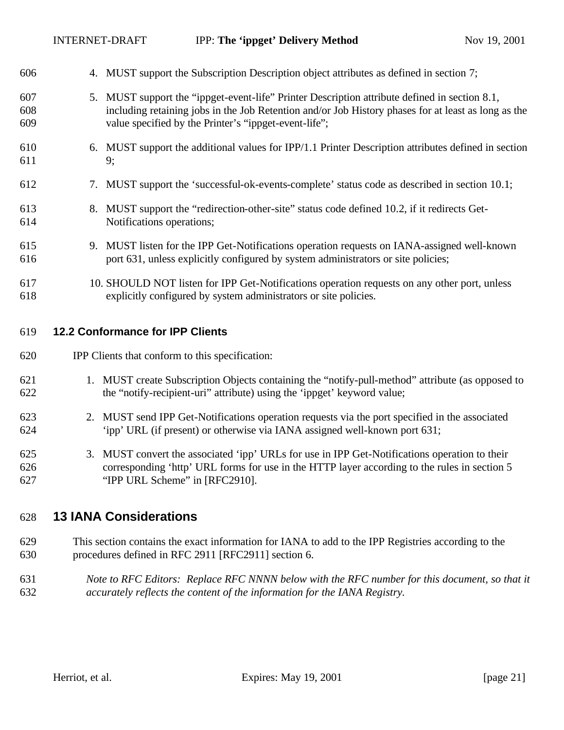4. MUST support the Subscription Description object attributes as defined in section 7;

5. MUST support the "ippget-event-life" Printer Description attribute defined in section 8.1, including retaining jobs in the Job Retention and/or Job History phases for at least as long as the value specified by the Printer's "ippget-event-life";

6. MUST support the additional values for IPP/1.1 Printer Description attributes defined in section 9;

7. MUST support the 'successful-ok-events-complete' status code as described in section 10.1;

8. MUST support the "redirection-other-site" status code defined 10.2, if it redirects Get-Notifications operations;

9. MUST listen for the IPP Get-Notifications operation requests on IANA-assigned well-known port 631, unless explicitly configured by system administrators or site policies;

10. SHOULD NOT listen for IPP Get-Notifications operation requests on any other port, unless explicitly configured by system administrators or site policies.

### 12.2 Conformance for IPP Clients

IPP Clients that conform to this specification:

1. MUST create Subscription Objects containing the "notify-pull-method" attribute (as opposed to the "notify-recipient-uri" attribute) using the 'ippget' keyword value;

2. MUST send IPP Get-Notifications operation requests via the port specified in the associated 'ipp' URL (if present) or otherwise via IANA assigned well-known port 631;

3. MUST convert the associated 'ipp' URLs for use in IPP Get-Notifications operation to their corresponding 'http' URL forms for use in the HTTP layer according to the rules in section 5 "IPP URL Scheme" in [RFC2910].

## 13 IANA Considerations

This section contains the exact information for IANA to add to the IPP Registries according to the procedures defined in RFC 2911 [RFC2911] section 6.

*Note to RFC Editors: Replace RFC NNNN below with the RFC number for this document, so that it accurately reflects the content of the information for the IANA Registry.*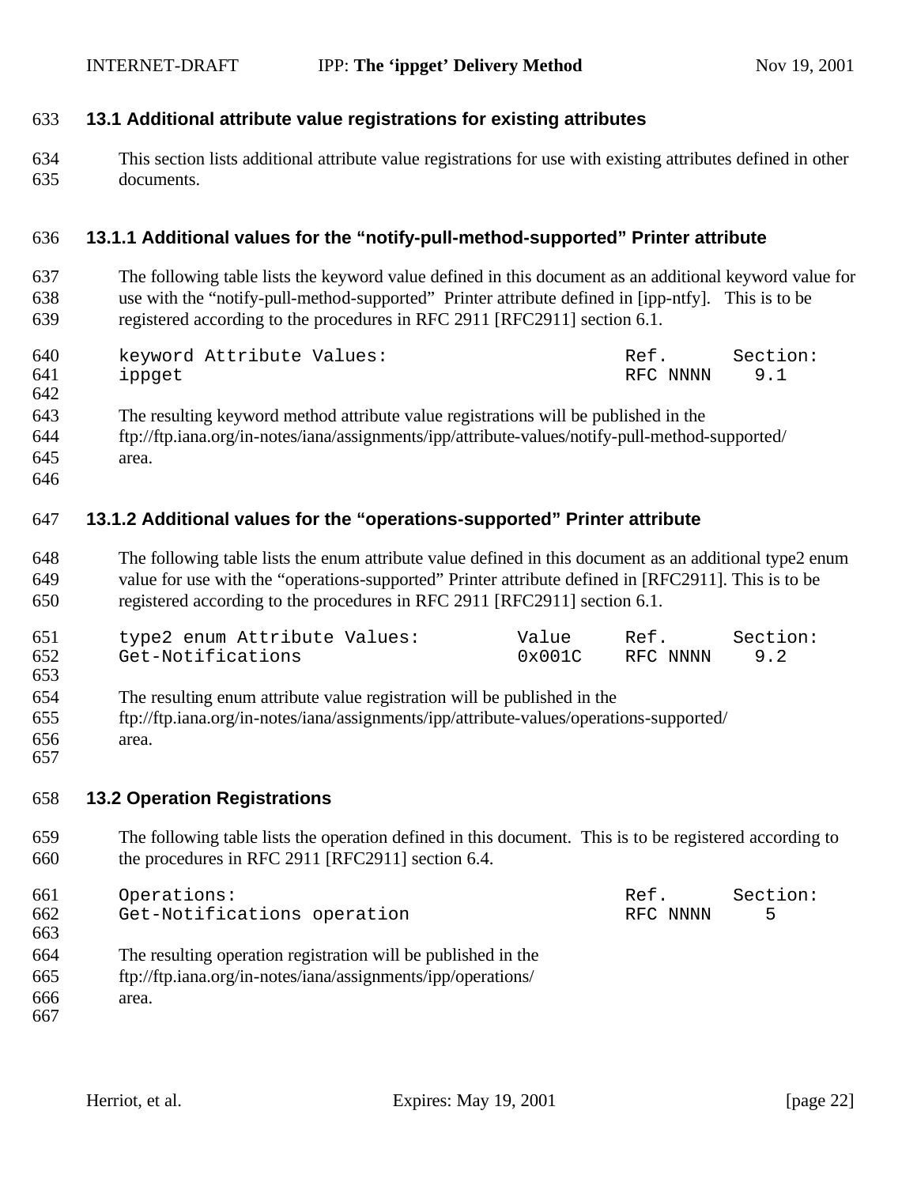### 13.1 Additional attribute value registrations for existing attributes

This section lists additional attribute value registrations for use with existing attributes defined in other documents.

#### 13.1.1 Additional values for the "notify-pull-method-supported" Printer attribute

The following table lists the keyword value defined in this document as an additional keyword value for use with the "notify-pull-method-supported" Printer attribute defined in [ipp-ntfy]. This is to be registered according to the procedures in RFC 2911 [RFC2911] section 6.1.

```
keyword Attribute Values:                         Ref.      Section:
ippget                                            RFC NNNN    9.1
```

The resulting keyword method attribute value registrations will be published in the ftp://ftp.iana.org/in-notes/iana/assignments/ipp/attribute-values/notify-pull-method-supported/ area.

#### 13.1.2 Additional values for the "operations-supported" Printer attribute

The following table lists the enum attribute value defined in this document as an additional type2 enum value for use with the "operations-supported" Printer attribute defined in [RFC2911]. This is to be registered according to the procedures in RFC 2911 [RFC2911] section 6.1.

```
type2 enum Attribute Values:         Value     Ref.      Section:
Get-Notifications                    0x001C    RFC NNNN    9.2
```

The resulting enum attribute value registration will be published in the ftp://ftp.iana.org/in-notes/iana/assignments/ipp/attribute-values/operations-supported/ area.

### 13.2 Operation Registrations

The following table lists the operation defined in this document. This is to be registered according to the procedures in RFC 2911 [RFC2911] section 6.4.

```
Operations:                                       Ref.      Section:
Get-Notifications operation                       RFC NNNN     5
```

The resulting operation registration will be published in the ftp://ftp.iana.org/in-notes/iana/assignments/ipp/operations/ area.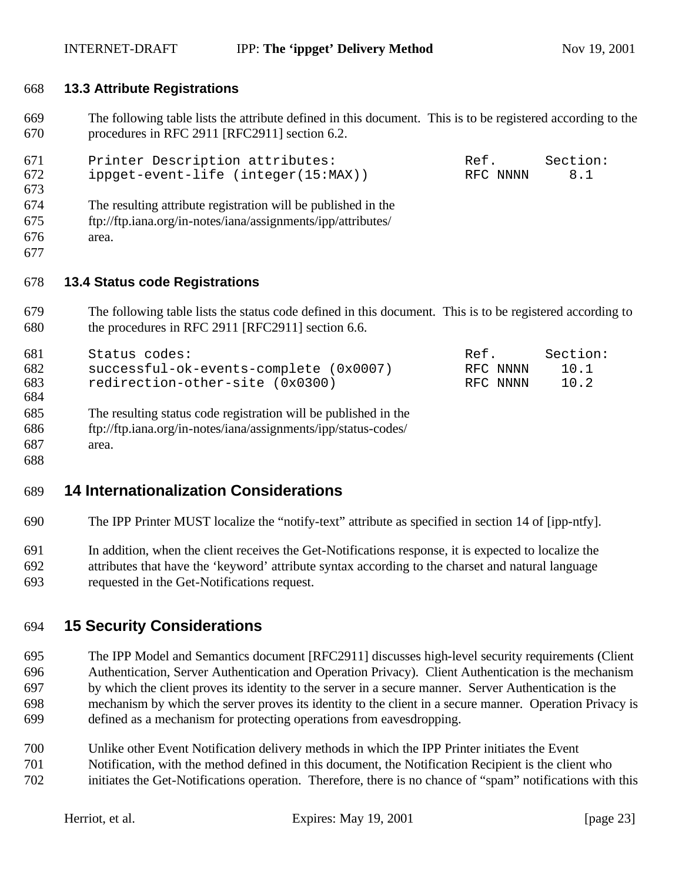### 13.3 Attribute Registrations

The following table lists the attribute defined in this document. This is to be registered according to the procedures in RFC 2911 [RFC2911] section 6.2.

```
Printer Description attributes:              Ref.      Section:
ippget-event-life (integer(15:MAX))          RFC NNNN     8.1
```

The resulting attribute registration will be published in the ftp://ftp.iana.org/in-notes/iana/assignments/ipp/attributes/ area.

### 13.4 Status code Registrations

The following table lists the status code defined in this document. This is to be registered according to the procedures in RFC 2911 [RFC2911] section 6.6.

```
Status codes:                                Ref.      Section:
successful-ok-events-complete (0x0007)       RFC NNNN    10.1
redirection-other-site (0x0300)              RFC NNNN    10.2
```

The resulting status code registration will be published in the ftp://ftp.iana.org/in-notes/iana/assignments/ipp/status-codes/ area.

## 14 Internationalization Considerations

The IPP Printer MUST localize the “notify-text” attribute as specified in section 14 of [ipp-ntfy].

In addition, when the client receives the Get-Notifications response, it is expected to localize the attributes that have the ‘keyword’ attribute syntax according to the charset and natural language requested in the Get-Notifications request.

## 15 Security Considerations

The IPP Model and Semantics document [RFC2911] discusses high-level security requirements (Client Authentication, Server Authentication and Operation Privacy). Client Authentication is the mechanism by which the client proves its identity to the server in a secure manner. Server Authentication is the mechanism by which the server proves its identity to the client in a secure manner. Operation Privacy is defined as a mechanism for protecting operations from eavesdropping.

Unlike other Event Notification delivery methods in which the IPP Printer initiates the Event Notification, with the method defined in this document, the Notification Recipient is the client who initiates the Get-Notifications operation. Therefore, there is no chance of “spam” notifications with this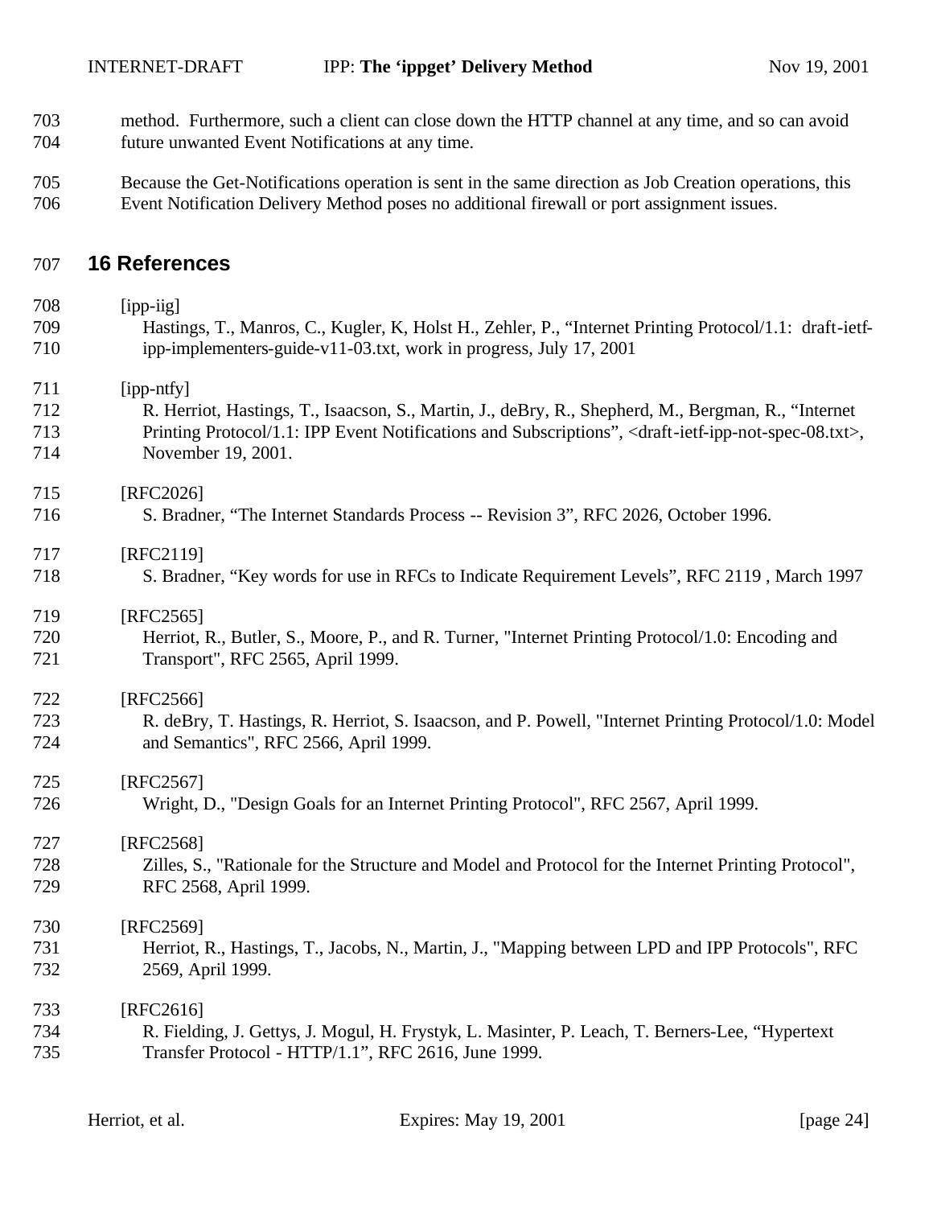method. Furthermore, such a client can close down the HTTP channel at any time, and so can avoid future unwanted Event Notifications at any time.

Because the Get-Notifications operation is sent in the same direction as Job Creation operations, this Event Notification Delivery Method poses no additional firewall or port assignment issues.

# 16 References

[ipp-iig]
Hastings, T., Manros, C., Kugler, K, Holst H., Zehler, P., "Internet Printing Protocol/1.1: draft-ietf-ipp-implementers-guide-v11-03.txt, work in progress, July 17, 2001

[ipp-ntfy]
R. Herriot, Hastings, T., Isaacson, S., Martin, J., deBry, R., Shepherd, M., Bergman, R., "Internet Printing Protocol/1.1: IPP Event Notifications and Subscriptions", <draft-ietf-ipp-not-spec-08.txt>, November 19, 2001.

[RFC2026]
S. Bradner, "The Internet Standards Process -- Revision 3", RFC 2026, October 1996.

[RFC2119]
S. Bradner, "Key words for use in RFCs to Indicate Requirement Levels", RFC 2119 , March 1997

[RFC2565]
Herriot, R., Butler, S., Moore, P., and R. Turner, "Internet Printing Protocol/1.0: Encoding and Transport", RFC 2565, April 1999.

[RFC2566]
R. deBry, T. Hastings, R. Herriot, S. Isaacson, and P. Powell, "Internet Printing Protocol/1.0: Model and Semantics", RFC 2566, April 1999.

[RFC2567]
Wright, D., "Design Goals for an Internet Printing Protocol", RFC 2567, April 1999.

[RFC2568]
Zilles, S., "Rationale for the Structure and Model and Protocol for the Internet Printing Protocol", RFC 2568, April 1999.

[RFC2569]
Herriot, R., Hastings, T., Jacobs, N., Martin, J., "Mapping between LPD and IPP Protocols", RFC 2569, April 1999.

[RFC2616]
R. Fielding, J. Gettys, J. Mogul, H. Frystyk, L. Masinter, P. Leach, T. Berners-Lee, "Hypertext Transfer Protocol - HTTP/1.1", RFC 2616, June 1999.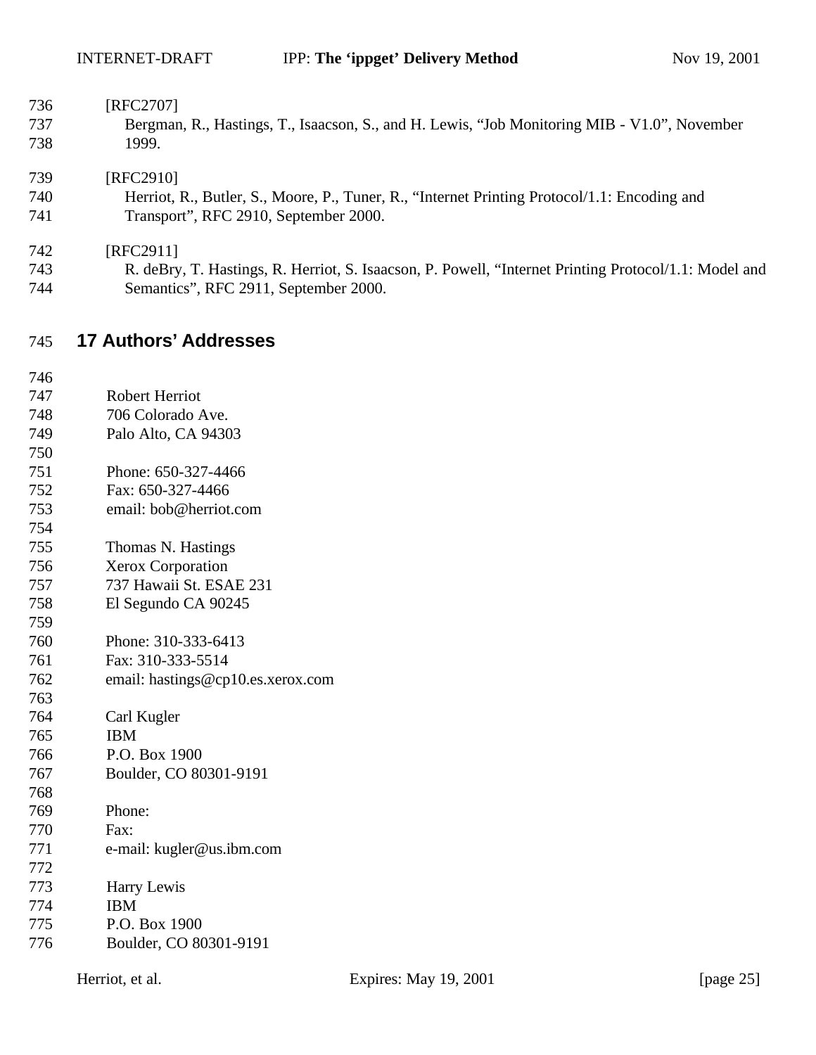[RFC2707]
Bergman, R., Hastings, T., Isaacson, S., and H. Lewis, “Job Monitoring MIB - V1.0”, November 1999.

[RFC2910]
Herriot, R., Butler, S., Moore, P., Tuner, R., “Internet Printing Protocol/1.1: Encoding and Transport”, RFC 2910, September 2000.

[RFC2911]
R. deBry, T. Hastings, R. Herriot, S. Isaacson, P. Powell, “Internet Printing Protocol/1.1: Model and Semantics”, RFC 2911, September 2000.

# 17 Authors’ Addresses

Robert Herriot
706 Colorado Ave.
Palo Alto, CA 94303

Phone: 650-327-4466
Fax: 650-327-4466
email: bob@herriot.com

Thomas N. Hastings
Xerox Corporation
737 Hawaii St. ESAE 231
El Segundo CA 90245

Phone: 310-333-6413
Fax: 310-333-5514
email: hastings@cp10.es.xerox.com

Carl Kugler
IBM
P.O. Box 1900
Boulder, CO 80301-9191

Phone:
Fax:
e-mail: kugler@us.ibm.com

Harry Lewis
IBM
P.O. Box 1900
Boulder, CO 80301-9191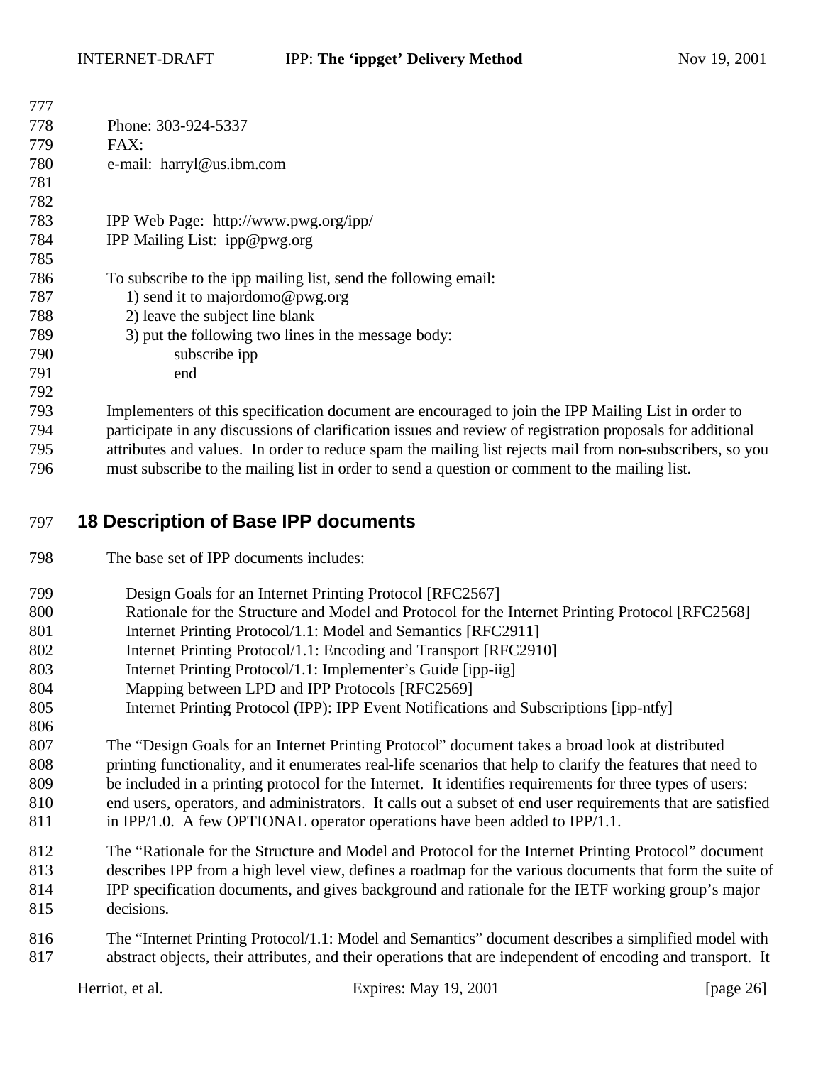Phone: 303-924-5337
FAX:
e-mail: harryl@us.ibm.com

IPP Web Page: http://www.pwg.org/ipp/
IPP Mailing List: ipp@pwg.org

To subscribe to the ipp mailing list, send the following email:
1) send it to majordomo@pwg.org
2) leave the subject line blank
3) put the following two lines in the message body:
subscribe ipp
end

Implementers of this specification document are encouraged to join the IPP Mailing List in order to participate in any discussions of clarification issues and review of registration proposals for additional attributes and values. In order to reduce spam the mailing list rejects mail from non-subscribers, so you must subscribe to the mailing list in order to send a question or comment to the mailing list.

# 18 Description of Base IPP documents

The base set of IPP documents includes:

Design Goals for an Internet Printing Protocol [RFC2567]
Rationale for the Structure and Model and Protocol for the Internet Printing Protocol [RFC2568]
Internet Printing Protocol/1.1: Model and Semantics [RFC2911]
Internet Printing Protocol/1.1: Encoding and Transport [RFC2910]
Internet Printing Protocol/1.1: Implementer's Guide [ipp-iig]
Mapping between LPD and IPP Protocols [RFC2569]
Internet Printing Protocol (IPP): IPP Event Notifications and Subscriptions [ipp-ntfy]

The "Design Goals for an Internet Printing Protocol" document takes a broad look at distributed printing functionality, and it enumerates real-life scenarios that help to clarify the features that need to be included in a printing protocol for the Internet. It identifies requirements for three types of users: end users, operators, and administrators. It calls out a subset of end user requirements that are satisfied in IPP/1.0. A few OPTIONAL operator operations have been added to IPP/1.1.

The "Rationale for the Structure and Model and Protocol for the Internet Printing Protocol" document describes IPP from a high level view, defines a roadmap for the various documents that form the suite of IPP specification documents, and gives background and rationale for the IETF working group's major decisions.

The "Internet Printing Protocol/1.1: Model and Semantics" document describes a simplified model with abstract objects, their attributes, and their operations that are independent of encoding and transport. It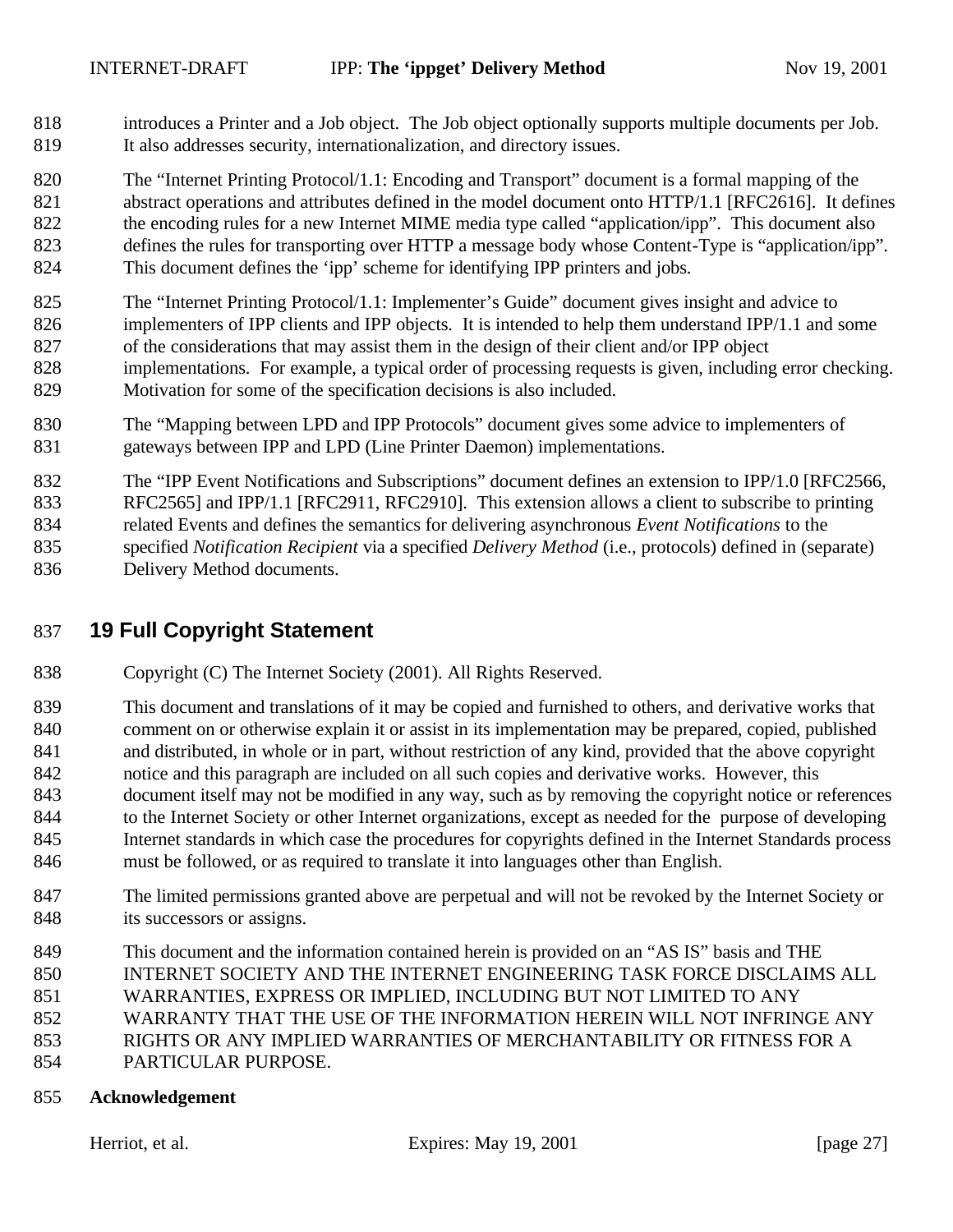introduces a Printer and a Job object. The Job object optionally supports multiple documents per Job. It also addresses security, internationalization, and directory issues.

The "Internet Printing Protocol/1.1: Encoding and Transport" document is a formal mapping of the abstract operations and attributes defined in the model document onto HTTP/1.1 [RFC2616]. It defines the encoding rules for a new Internet MIME media type called "application/ipp". This document also defines the rules for transporting over HTTP a message body whose Content-Type is "application/ipp". This document defines the 'ipp' scheme for identifying IPP printers and jobs.

The "Internet Printing Protocol/1.1: Implementer's Guide" document gives insight and advice to implementers of IPP clients and IPP objects. It is intended to help them understand IPP/1.1 and some of the considerations that may assist them in the design of their client and/or IPP object implementations. For example, a typical order of processing requests is given, including error checking. Motivation for some of the specification decisions is also included.

The "Mapping between LPD and IPP Protocols" document gives some advice to implementers of gateways between IPP and LPD (Line Printer Daemon) implementations.

The "IPP Event Notifications and Subscriptions" document defines an extension to IPP/1.0 [RFC2566, RFC2565] and IPP/1.1 [RFC2911, RFC2910]. This extension allows a client to subscribe to printing related Events and defines the semantics for delivering asynchronous *Event Notifications* to the specified *Notification Recipient* via a specified *Delivery Method* (i.e., protocols) defined in (separate) Delivery Method documents.

# 19 Full Copyright Statement

Copyright (C) The Internet Society (2001). All Rights Reserved.

This document and translations of it may be copied and furnished to others, and derivative works that comment on or otherwise explain it or assist in its implementation may be prepared, copied, published and distributed, in whole or in part, without restriction of any kind, provided that the above copyright notice and this paragraph are included on all such copies and derivative works. However, this document itself may not be modified in any way, such as by removing the copyright notice or references to the Internet Society or other Internet organizations, except as needed for the purpose of developing Internet standards in which case the procedures for copyrights defined in the Internet Standards process must be followed, or as required to translate it into languages other than English.

The limited permissions granted above are perpetual and will not be revoked by the Internet Society or its successors or assigns.

This document and the information contained herein is provided on an "AS IS" basis and THE INTERNET SOCIETY AND THE INTERNET ENGINEERING TASK FORCE DISCLAIMS ALL WARRANTIES, EXPRESS OR IMPLIED, INCLUDING BUT NOT LIMITED TO ANY WARRANTY THAT THE USE OF THE INFORMATION HEREIN WILL NOT INFRINGE ANY RIGHTS OR ANY IMPLIED WARRANTIES OF MERCHANTABILITY OR FITNESS FOR A PARTICULAR PURPOSE.

**Acknowledgement**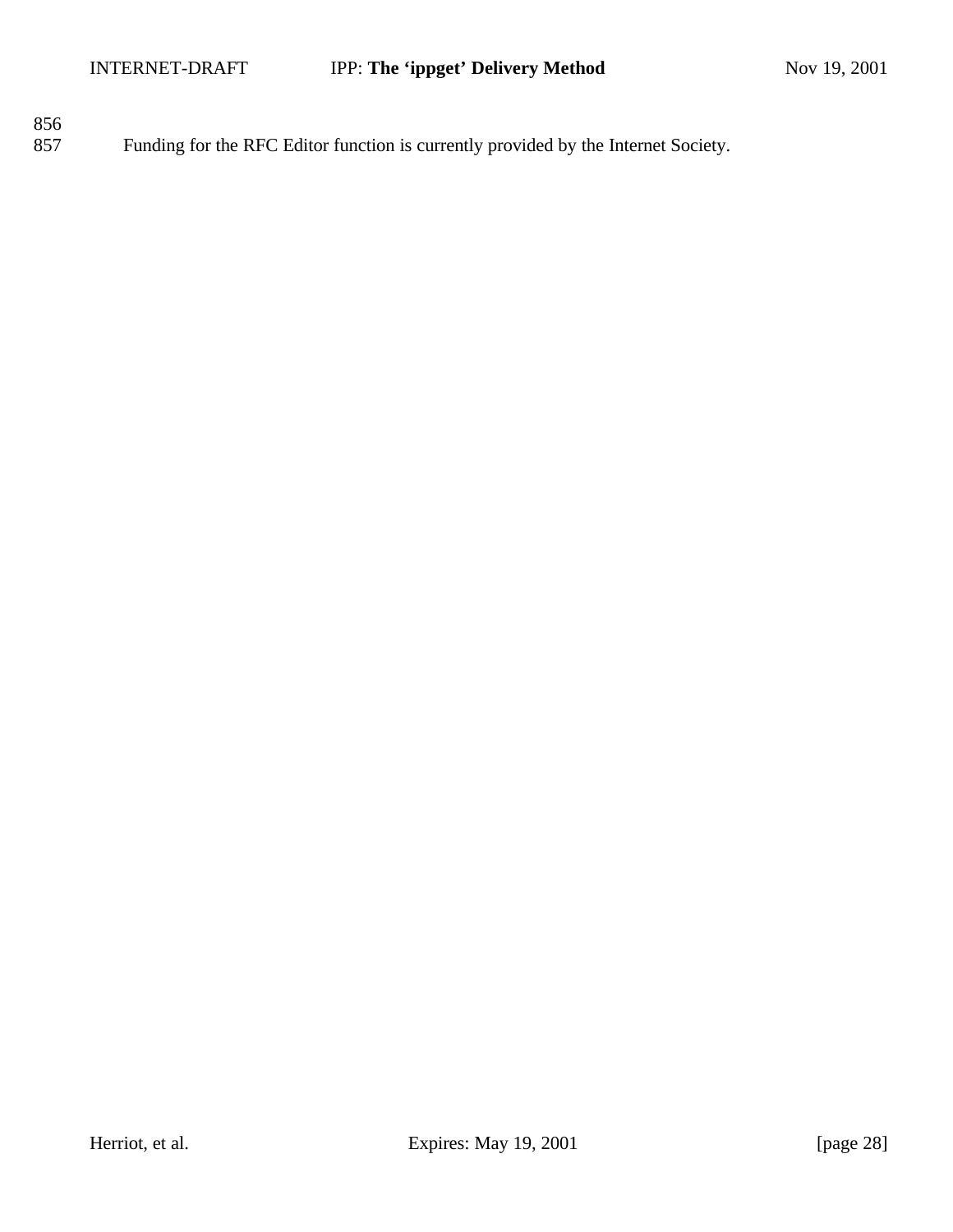Funding for the RFC Editor function is currently provided by the Internet Society.